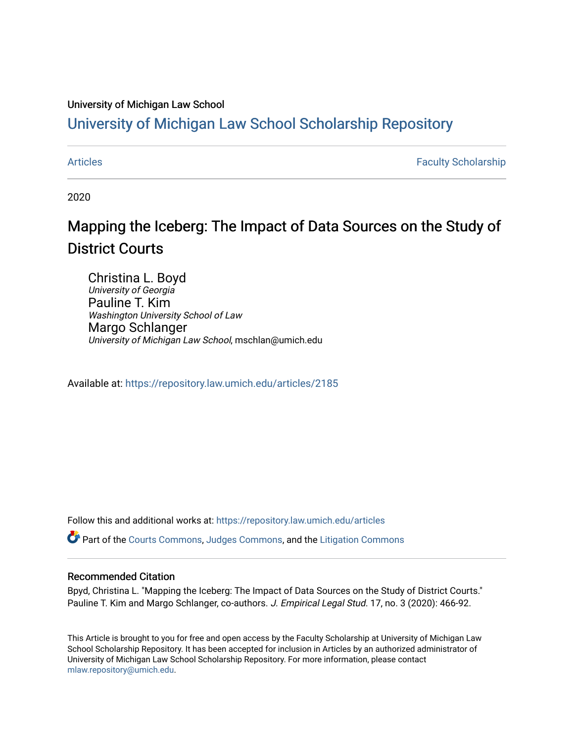University of Michigan Law School

# University of Michigan Law School Scholarship Repository

Articles | Faculty Scholarship

2020

# Mapping the Iceberg: The Impact of Data Sources on the Study of District Courts

Christina L. Boyd
*University of Georgia*

Pauline T. Kim
*Washington University School of Law*

Margo Schlanger
*University of Michigan Law School*, mschlan@umich.edu

Available at: https://repository.law.umich.edu/articles/2185

Follow this and additional works at: https://repository.law.umich.edu/articles

Part of the Courts Commons, Judges Commons, and the Litigation Commons

## Recommended Citation

Bpyd, Christina L. "Mapping the Iceberg: The Impact of Data Sources on the Study of District Courts." Pauline T. Kim and Margo Schlanger, co-authors. *J. Empirical Legal Stud*. 17, no. 3 (2020): 466-92.

This Article is brought to you for free and open access by the Faculty Scholarship at University of Michigan Law School Scholarship Repository. It has been accepted for inclusion in Articles by an authorized administrator of University of Michigan Law School Scholarship Repository. For more information, please contact mlaw.repository@umich.edu.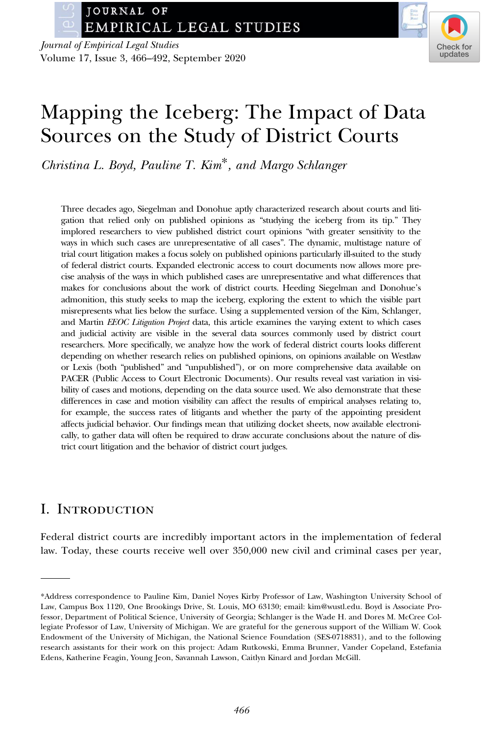# Mapping the Iceberg: The Impact of Data Sources on the Study of District Courts

*Christina L. Boyd, Pauline T. Kim\*, and Margo Schlanger*

Three decades ago, Siegelman and Donohue aptly characterized research about courts and litigation that relied only on published opinions as "studying the iceberg from its tip." They implored researchers to view published district court opinions "with greater sensitivity to the ways in which such cases are unrepresentative of all cases". The dynamic, multistage nature of trial court litigation makes a focus solely on published opinions particularly ill-suited to the study of federal district courts. Expanded electronic access to court documents now allows more precise analysis of the ways in which published cases are unrepresentative and what differences that makes for conclusions about the work of district courts. Heeding Siegelman and Donohue's admonition, this study seeks to map the iceberg, exploring the extent to which the visible part misrepresents what lies below the surface. Using a supplemented version of the Kim, Schlanger, and Martin *EEOC Litigation Project* data, this article examines the varying extent to which cases and judicial activity are visible in the several data sources commonly used by district court researchers. More specifically, we analyze how the work of federal district courts looks different depending on whether research relies on published opinions, on opinions available on Westlaw or Lexis (both "published" and "unpublished"), or on more comprehensive data available on PACER (Public Access to Court Electronic Documents). Our results reveal vast variation in visibility of cases and motions, depending on the data source used. We also demonstrate that these differences in case and motion visibility can affect the results of empirical analyses relating to, for example, the success rates of litigants and whether the party of the appointing president affects judicial behavior. Our findings mean that utilizing docket sheets, now available electronically, to gather data will often be required to draw accurate conclusions about the nature of district court litigation and the behavior of district court judges.

## I. Introduction

Federal district courts are incredibly important actors in the implementation of federal law. Today, these courts receive well over 350,000 new civil and criminal cases per year,

---

\*Address correspondence to Pauline Kim, Daniel Noyes Kirby Professor of Law, Washington University School of Law, Campus Box 1120, One Brookings Drive, St. Louis, MO 63130; email: kim@wustl.edu. Boyd is Associate Professor, Department of Political Science, University of Georgia; Schlanger is the Wade H. and Dores M. McCree Collegiate Professor of Law, University of Michigan. We are grateful for the generous support of the William W. Cook Endowment of the University of Michigan, the National Science Foundation (SES-0718831), and to the following research assistants for their work on this project: Adam Rutkowski, Emma Brunner, Vander Copeland, Estefania Edens, Katherine Feagin, Young Jeon, Savannah Lawson, Caitlyn Kinard and Jordan McGill.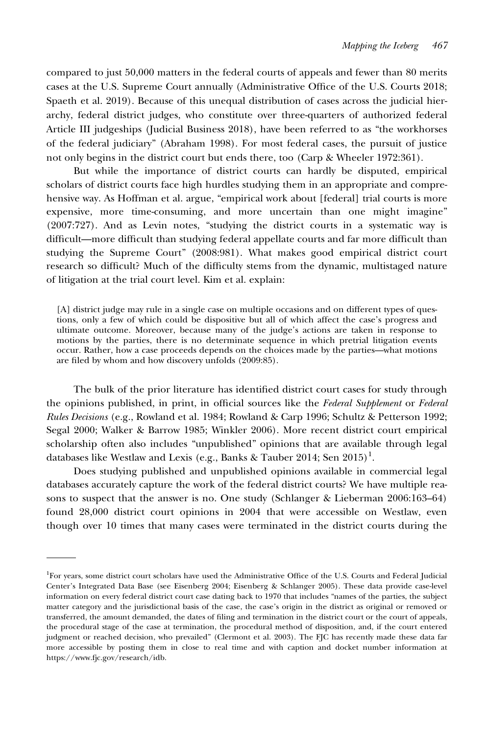compared to just 50,000 matters in the federal courts of appeals and fewer than 80 merits cases at the U.S. Supreme Court annually (Administrative Office of the U.S. Courts 2018; Spaeth et al. 2019). Because of this unequal distribution of cases across the judicial hierarchy, federal district judges, who constitute over three-quarters of authorized federal Article III judgeships (Judicial Business 2018), have been referred to as "the workhorses of the federal judiciary" (Abraham 1998). For most federal cases, the pursuit of justice not only begins in the district court but ends there, too (Carp & Wheeler 1972:361).

But while the importance of district courts can hardly be disputed, empirical scholars of district courts face high hurdles studying them in an appropriate and comprehensive way. As Hoffman et al. argue, "empirical work about [federal] trial courts is more expensive, more time-consuming, and more uncertain than one might imagine" (2007:727). And as Levin notes, "studying the district courts in a systematic way is difficult—more difficult than studying federal appellate courts and far more difficult than studying the Supreme Court" (2008:981). What makes good empirical district court research so difficult? Much of the difficulty stems from the dynamic, multistaged nature of litigation at the trial court level. Kim et al. explain:

> [A] district judge may rule in a single case on multiple occasions and on different types of questions, only a few of which could be dispositive but all of which affect the case's progress and ultimate outcome. Moreover, because many of the judge's actions are taken in response to motions by the parties, there is no determinate sequence in which pretrial litigation events occur. Rather, how a case proceeds depends on the choices made by the parties—what motions are filed by whom and how discovery unfolds (2009:85).

The bulk of the prior literature has identified district court cases for study through the opinions published, in print, in official sources like the *Federal Supplement* or *Federal Rules Decisions* (e.g., Rowland et al. 1984; Rowland & Carp 1996; Schultz & Petterson 1992; Segal 2000; Walker & Barrow 1985; Winkler 2006). More recent district court empirical scholarship often also includes "unpublished" opinions that are available through legal databases like Westlaw and Lexis (e.g., Banks & Tauber 2014; Sen 2015)[1].

Does studying published and unpublished opinions available in commercial legal databases accurately capture the work of the federal district courts? We have multiple reasons to suspect that the answer is no. One study (Schlanger & Lieberman 2006:163–64) found 28,000 district court opinions in 2004 that were accessible on Westlaw, even though over 10 times that many cases were terminated in the district courts during the

---

[1]For years, some district court scholars have used the Administrative Office of the U.S. Courts and Federal Judicial Center's Integrated Data Base (see Eisenberg 2004; Eisenberg & Schlanger 2005). These data provide case-level information on every federal district court case dating back to 1970 that includes "names of the parties, the subject matter category and the jurisdictional basis of the case, the case's origin in the district as original or removed or transferred, the amount demanded, the dates of filing and termination in the district court or the court of appeals, the procedural stage of the case at termination, the procedural method of disposition, and, if the court entered judgment or reached decision, who prevailed" (Clermont et al. 2003). The FJC has recently made these data far more accessible by posting them in close to real time and with caption and docket number information at https://www.fjc.gov/research/idb.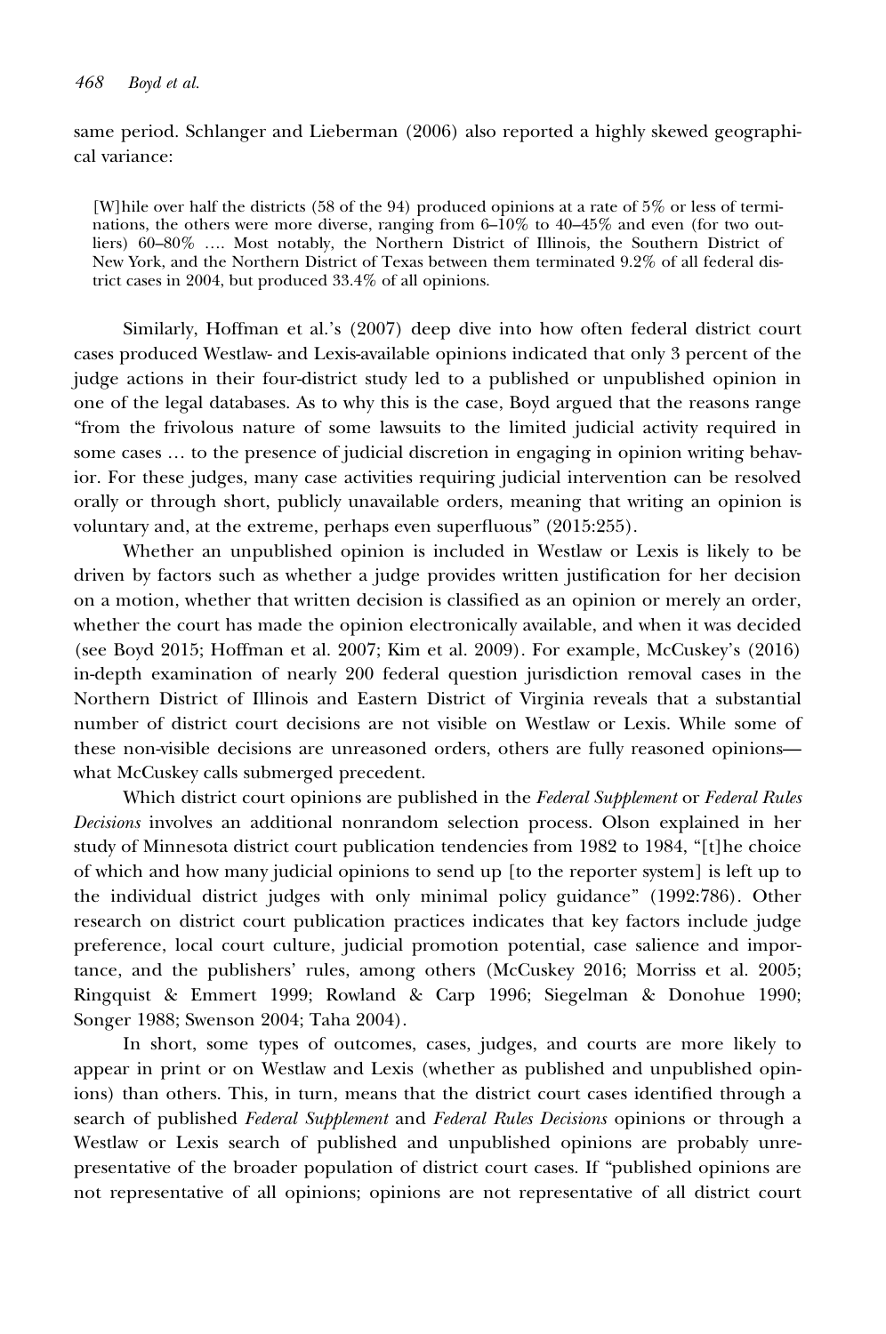same period. Schlanger and Lieberman (2006) also reported a highly skewed geographical variance:

> [W]hile over half the districts (58 of the 94) produced opinions at a rate of 5% or less of terminations, the others were more diverse, ranging from 6–10% to 40–45% and even (for two outliers) 60–80% …. Most notably, the Northern District of Illinois, the Southern District of New York, and the Northern District of Texas between them terminated 9.2% of all federal district cases in 2004, but produced 33.4% of all opinions.

Similarly, Hoffman et al.'s (2007) deep dive into how often federal district court cases produced Westlaw- and Lexis-available opinions indicated that only 3 percent of the judge actions in their four-district study led to a published or unpublished opinion in one of the legal databases. As to why this is the case, Boyd argued that the reasons range "from the frivolous nature of some lawsuits to the limited judicial activity required in some cases … to the presence of judicial discretion in engaging in opinion writing behavior. For these judges, many case activities requiring judicial intervention can be resolved orally or through short, publicly unavailable orders, meaning that writing an opinion is voluntary and, at the extreme, perhaps even superfluous" (2015:255).

Whether an unpublished opinion is included in Westlaw or Lexis is likely to be driven by factors such as whether a judge provides written justification for her decision on a motion, whether that written decision is classified as an opinion or merely an order, whether the court has made the opinion electronically available, and when it was decided (see Boyd 2015; Hoffman et al. 2007; Kim et al. 2009). For example, McCuskey's (2016) in-depth examination of nearly 200 federal question jurisdiction removal cases in the Northern District of Illinois and Eastern District of Virginia reveals that a substantial number of district court decisions are not visible on Westlaw or Lexis. While some of these non-visible decisions are unreasoned orders, others are fully reasoned opinions—what McCuskey calls submerged precedent.

Which district court opinions are published in the *Federal Supplement* or *Federal Rules Decisions* involves an additional nonrandom selection process. Olson explained in her study of Minnesota district court publication tendencies from 1982 to 1984, "[t]he choice of which and how many judicial opinions to send up [to the reporter system] is left up to the individual district judges with only minimal policy guidance" (1992:786). Other research on district court publication practices indicates that key factors include judge preference, local court culture, judicial promotion potential, case salience and importance, and the publishers' rules, among others (McCuskey 2016; Morriss et al. 2005; Ringquist & Emmert 1999; Rowland & Carp 1996; Siegelman & Donohue 1990; Songer 1988; Swenson 2004; Taha 2004).

In short, some types of outcomes, cases, judges, and courts are more likely to appear in print or on Westlaw and Lexis (whether as published and unpublished opinions) than others. This, in turn, means that the district court cases identified through a search of published *Federal Supplement* and *Federal Rules Decisions* opinions or through a Westlaw or Lexis search of published and unpublished opinions are probably unrepresentative of the broader population of district court cases. If "published opinions are not representative of all opinions; opinions are not representative of all district court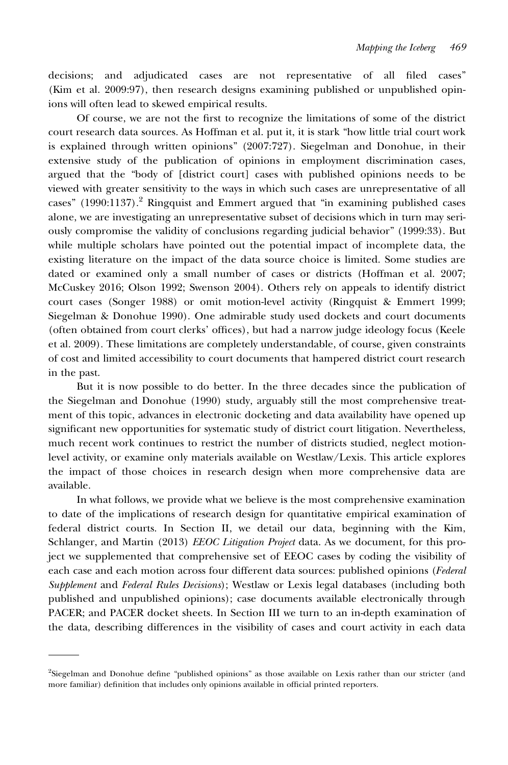decisions; and adjudicated cases are not representative of all filed cases" (Kim et al. 2009:97), then research designs examining published or unpublished opinions will often lead to skewed empirical results.

Of course, we are not the first to recognize the limitations of some of the district court research data sources. As Hoffman et al. put it, it is stark "how little trial court work is explained through written opinions" (2007:727). Siegelman and Donohue, in their extensive study of the publication of opinions in employment discrimination cases, argued that the "body of [district court] cases with published opinions needs to be viewed with greater sensitivity to the ways in which such cases are unrepresentative of all cases" (1990:1137).[2] Ringquist and Emmert argued that "in examining published cases alone, we are investigating an unrepresentative subset of decisions which in turn may seriously compromise the validity of conclusions regarding judicial behavior" (1999:33). But while multiple scholars have pointed out the potential impact of incomplete data, the existing literature on the impact of the data source choice is limited. Some studies are dated or examined only a small number of cases or districts (Hoffman et al. 2007; McCuskey 2016; Olson 1992; Swenson 2004). Others rely on appeals to identify district court cases (Songer 1988) or omit motion-level activity (Ringquist & Emmert 1999; Siegelman & Donohue 1990). One admirable study used dockets and court documents (often obtained from court clerks' offices), but had a narrow judge ideology focus (Keele et al. 2009). These limitations are completely understandable, of course, given constraints of cost and limited accessibility to court documents that hampered district court research in the past.

But it is now possible to do better. In the three decades since the publication of the Siegelman and Donohue (1990) study, arguably still the most comprehensive treatment of this topic, advances in electronic docketing and data availability have opened up significant new opportunities for systematic study of district court litigation. Nevertheless, much recent work continues to restrict the number of districts studied, neglect motion-level activity, or examine only materials available on Westlaw/Lexis. This article explores the impact of those choices in research design when more comprehensive data are available.

In what follows, we provide what we believe is the most comprehensive examination to date of the implications of research design for quantitative empirical examination of federal district courts. In Section II, we detail our data, beginning with the Kim, Schlanger, and Martin (2013) *EEOC Litigation Project* data. As we document, for this project we supplemented that comprehensive set of EEOC cases by coding the visibility of each case and each motion across four different data sources: published opinions (*Federal Supplement* and *Federal Rules Decisions*); Westlaw or Lexis legal databases (including both published and unpublished opinions); case documents available electronically through PACER; and PACER docket sheets. In Section III we turn to an in-depth examination of the data, describing differences in the visibility of cases and court activity in each data

[2]Siegelman and Donohue define "published opinions" as those available on Lexis rather than our stricter (and more familiar) definition that includes only opinions available in official printed reporters.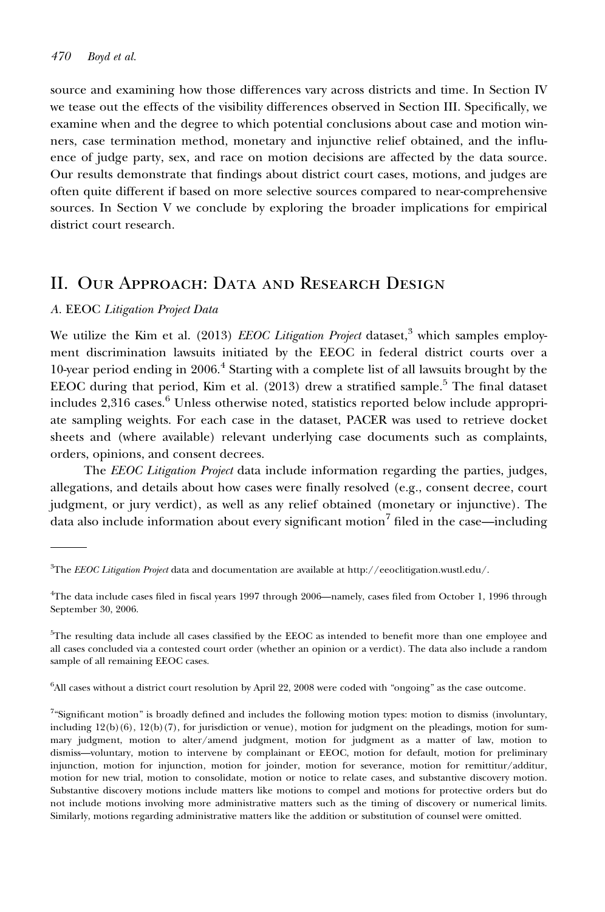source and examining how those differences vary across districts and time. In Section IV we tease out the effects of the visibility differences observed in Section III. Specifically, we examine when and the degree to which potential conclusions about case and motion winners, case termination method, monetary and injunctive relief obtained, and the influence of judge party, sex, and race on motion decisions are affected by the data source. Our results demonstrate that findings about district court cases, motions, and judges are often quite different if based on more selective sources compared to near-comprehensive sources. In Section V we conclude by exploring the broader implications for empirical district court research.

## II. Our Approach: Data and Research Design

### A. EEOC *Litigation Project Data*

We utilize the Kim et al. (2013) *EEOC Litigation Project* dataset,[3] which samples employment discrimination lawsuits initiated by the EEOC in federal district courts over a 10-year period ending in 2006.[4] Starting with a complete list of all lawsuits brought by the EEOC during that period, Kim et al. (2013) drew a stratified sample.[5] The final dataset includes 2,316 cases.[6] Unless otherwise noted, statistics reported below include appropriate sampling weights. For each case in the dataset, PACER was used to retrieve docket sheets and (where available) relevant underlying case documents such as complaints, orders, opinions, and consent decrees.

The *EEOC Litigation Project* data include information regarding the parties, judges, allegations, and details about how cases were finally resolved (e.g., consent decree, court judgment, or jury verdict), as well as any relief obtained (monetary or injunctive). The data also include information about every significant motion[7] filed in the case—including

---

[3]The *EEOC Litigation Project* data and documentation are available at http://eeoclitigation.wustl.edu/.

[4]The data include cases filed in fiscal years 1997 through 2006—namely, cases filed from October 1, 1996 through September 30, 2006.

[5]The resulting data include all cases classified by the EEOC as intended to benefit more than one employee and all cases concluded via a contested court order (whether an opinion or a verdict). The data also include a random sample of all remaining EEOC cases.

[6]All cases without a district court resolution by April 22, 2008 were coded with "ongoing" as the case outcome.

[7]"Significant motion" is broadly defined and includes the following motion types: motion to dismiss (involuntary, including 12(b)(6), 12(b)(7), for jurisdiction or venue), motion for judgment on the pleadings, motion for summary judgment, motion to alter/amend judgment, motion for judgment as a matter of law, motion to dismiss—voluntary, motion to intervene by complainant or EEOC, motion for default, motion for preliminary injunction, motion for injunction, motion for joinder, motion for severance, motion for remittitur/additur, motion for new trial, motion to consolidate, motion or notice to relate cases, and substantive discovery motion. Substantive discovery motions include matters like motions to compel and motions for protective orders but do not include motions involving more administrative matters such as the timing of discovery or numerical limits. Similarly, motions regarding administrative matters like the addition or substitution of counsel were omitted.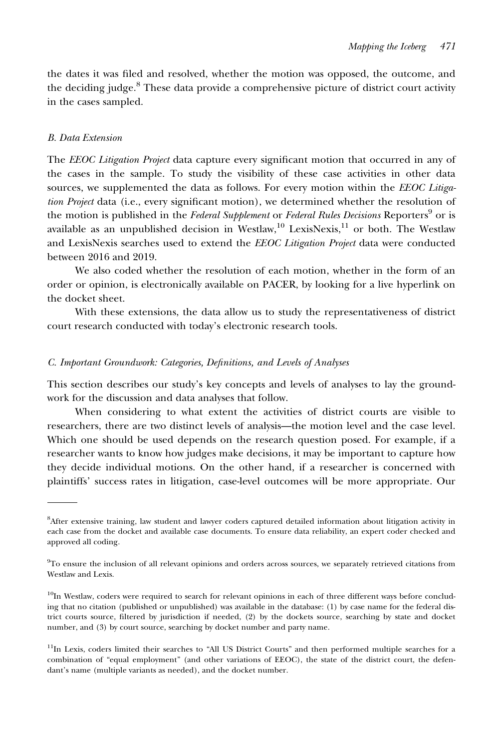the dates it was filed and resolved, whether the motion was opposed, the outcome, and the deciding judge.[8] These data provide a comprehensive picture of district court activity in the cases sampled.

### *B. Data Extension*

The *EEOC Litigation Project* data capture every significant motion that occurred in any of the cases in the sample. To study the visibility of these case activities in other data sources, we supplemented the data as follows. For every motion within the *EEOC Litigation Project* data (i.e., every significant motion), we determined whether the resolution of the motion is published in the *Federal Supplement* or *Federal Rules Decisions* Reporters[9] or is available as an unpublished decision in Westlaw,[10] LexisNexis,[11] or both. The Westlaw and LexisNexis searches used to extend the *EEOC Litigation Project* data were conducted between 2016 and 2019.

We also coded whether the resolution of each motion, whether in the form of an order or opinion, is electronically available on PACER, by looking for a live hyperlink on the docket sheet.

With these extensions, the data allow us to study the representativeness of district court research conducted with today's electronic research tools.

### *C. Important Groundwork: Categories, Definitions, and Levels of Analyses*

This section describes our study's key concepts and levels of analyses to lay the groundwork for the discussion and data analyses that follow.

When considering to what extent the activities of district courts are visible to researchers, there are two distinct levels of analysis—the motion level and the case level. Which one should be used depends on the research question posed. For example, if a researcher wants to know how judges make decisions, it may be important to capture how they decide individual motions. On the other hand, if a researcher is concerned with plaintiffs' success rates in litigation, case-level outcomes will be more appropriate. Our

---

[8]After extensive training, law student and lawyer coders captured detailed information about litigation activity in each case from the docket and available case documents. To ensure data reliability, an expert coder checked and approved all coding.

[9]To ensure the inclusion of all relevant opinions and orders across sources, we separately retrieved citations from Westlaw and Lexis.

[10]In Westlaw, coders were required to search for relevant opinions in each of three different ways before concluding that no citation (published or unpublished) was available in the database: (1) by case name for the federal district courts source, filtered by jurisdiction if needed, (2) by the dockets source, searching by state and docket number, and (3) by court source, searching by docket number and party name.

[11]In Lexis, coders limited their searches to "All US District Courts" and then performed multiple searches for a combination of "equal employment" (and other variations of EEOC), the state of the district court, the defendant's name (multiple variants as needed), and the docket number.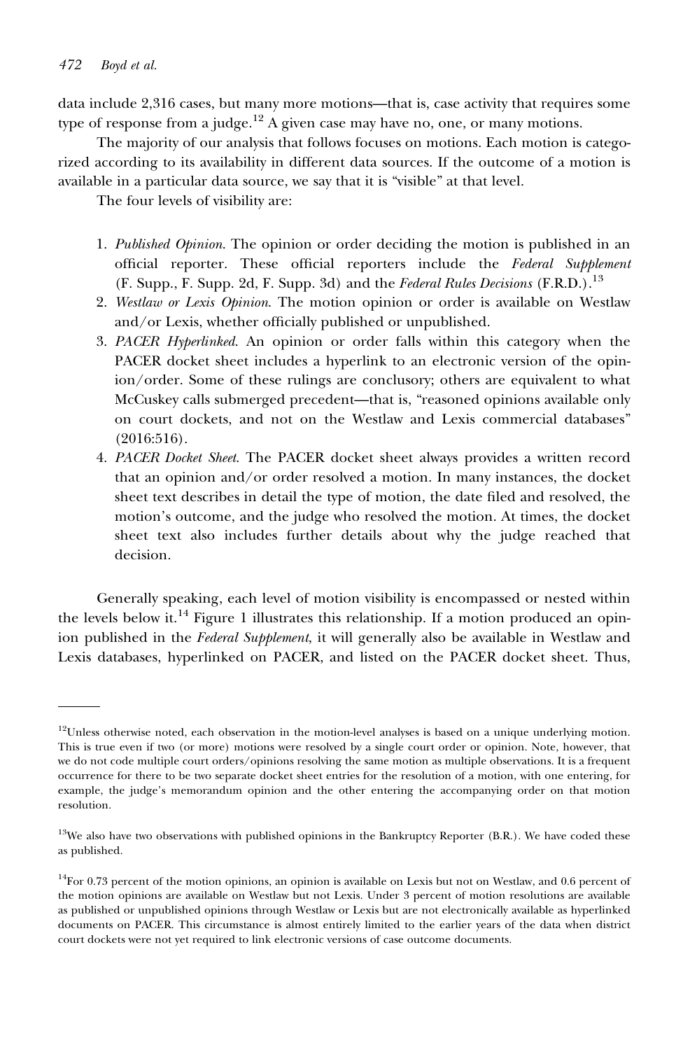data include 2,316 cases, but many more motions—that is, case activity that requires some type of response from a judge.[12] A given case may have no, one, or many motions.

The majority of our analysis that follows focuses on motions. Each motion is categorized according to its availability in different data sources. If the outcome of a motion is available in a particular data source, we say that it is "visible" at that level.

The four levels of visibility are:

1. *Published Opinion*. The opinion or order deciding the motion is published in an official reporter. These official reporters include the *Federal Supplement* (F. Supp., F. Supp. 2d, F. Supp. 3d) and the *Federal Rules Decisions* (F.R.D.).[13]
2. *Westlaw or Lexis Opinion*. The motion opinion or order is available on Westlaw and/or Lexis, whether officially published or unpublished.
3. *PACER Hyperlinked*. An opinion or order falls within this category when the PACER docket sheet includes a hyperlink to an electronic version of the opinion/order. Some of these rulings are conclusory; others are equivalent to what McCuskey calls submerged precedent—that is, "reasoned opinions available only on court dockets, and not on the Westlaw and Lexis commercial databases" (2016:516).
4. *PACER Docket Sheet*. The PACER docket sheet always provides a written record that an opinion and/or order resolved a motion. In many instances, the docket sheet text describes in detail the type of motion, the date filed and resolved, the motion's outcome, and the judge who resolved the motion. At times, the docket sheet text also includes further details about why the judge reached that decision.

Generally speaking, each level of motion visibility is encompassed or nested within the levels below it.[14] Figure 1 illustrates this relationship. If a motion produced an opinion published in the *Federal Supplement*, it will generally also be available in Westlaw and Lexis databases, hyperlinked on PACER, and listed on the PACER docket sheet. Thus,

---

[12]Unless otherwise noted, each observation in the motion-level analyses is based on a unique underlying motion. This is true even if two (or more) motions were resolved by a single court order or opinion. Note, however, that we do not code multiple court orders/opinions resolving the same motion as multiple observations. It is a frequent occurrence for there to be two separate docket sheet entries for the resolution of a motion, with one entering, for example, the judge's memorandum opinion and the other entering the accompanying order on that motion resolution.

[13]We also have two observations with published opinions in the Bankruptcy Reporter (B.R.). We have coded these as published.

[14]For 0.73 percent of the motion opinions, an opinion is available on Lexis but not on Westlaw, and 0.6 percent of the motion opinions are available on Westlaw but not Lexis. Under 3 percent of motion resolutions are available as published or unpublished opinions through Westlaw or Lexis but are not electronically available as hyperlinked documents on PACER. This circumstance is almost entirely limited to the earlier years of the data when district court dockets were not yet required to link electronic versions of case outcome documents.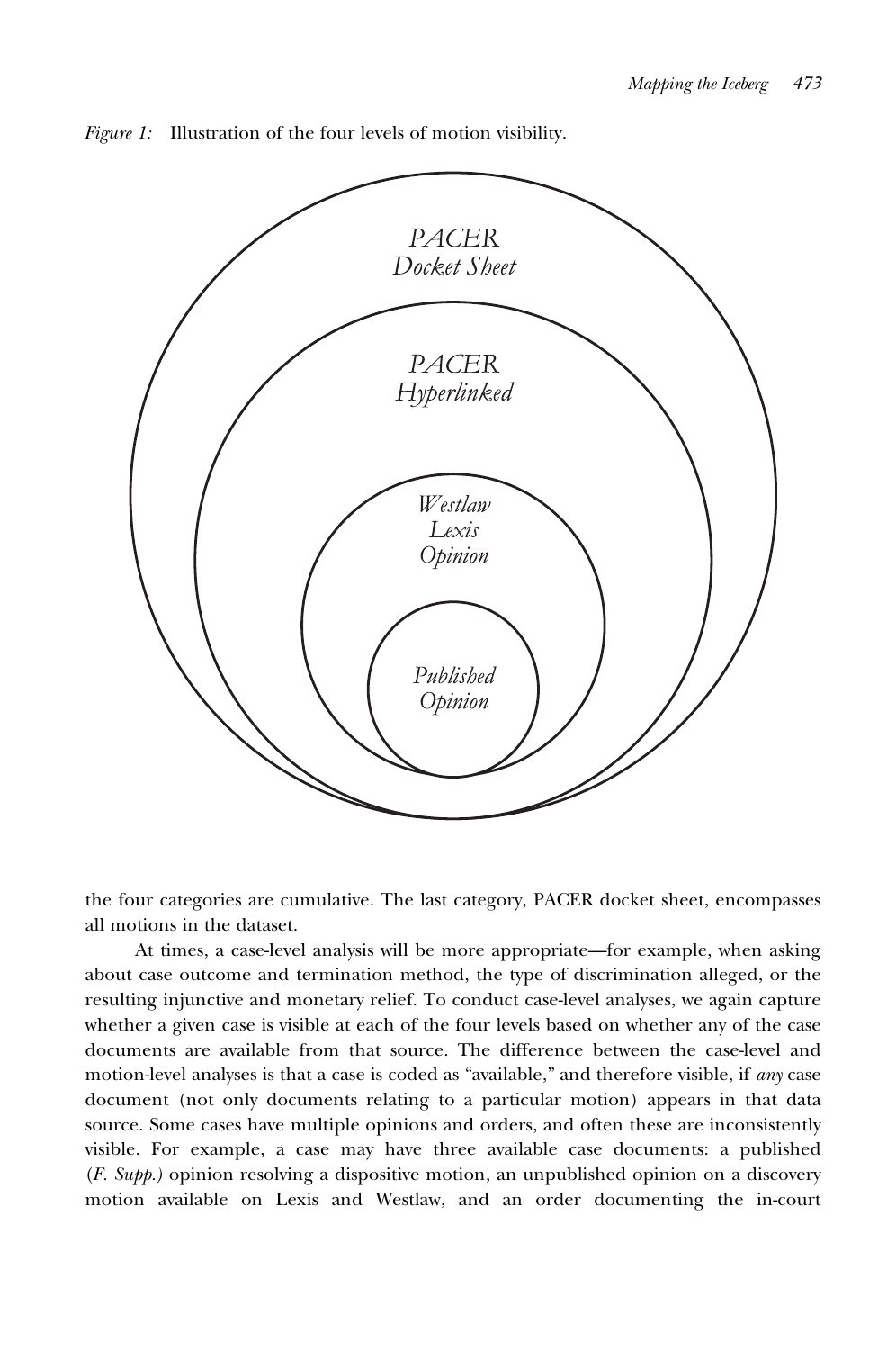*Figure 1:* Illustration of the four levels of motion visibility.

PACER
*Docket Sheet*

PACER
*Hyperlinked*

*Westlaw*
*Lexis*
*Opinion*

*Published*
*Opinion*

the four categories are cumulative. The last category, PACER docket sheet, encompasses all motions in the dataset.

At times, a case-level analysis will be more appropriate—for example, when asking about case outcome and termination method, the type of discrimination alleged, or the resulting injunctive and monetary relief. To conduct case-level analyses, we again capture whether a given case is visible at each of the four levels based on whether any of the case documents are available from that source. The difference between the case-level and motion-level analyses is that a case is coded as "available," and therefore visible, if *any* case document (not only documents relating to a particular motion) appears in that data source. Some cases have multiple opinions and orders, and often these are inconsistently visible. For example, a case may have three available case documents: a published (*F. Supp.)* opinion resolving a dispositive motion, an unpublished opinion on a discovery motion available on Lexis and Westlaw, and an order documenting the in-court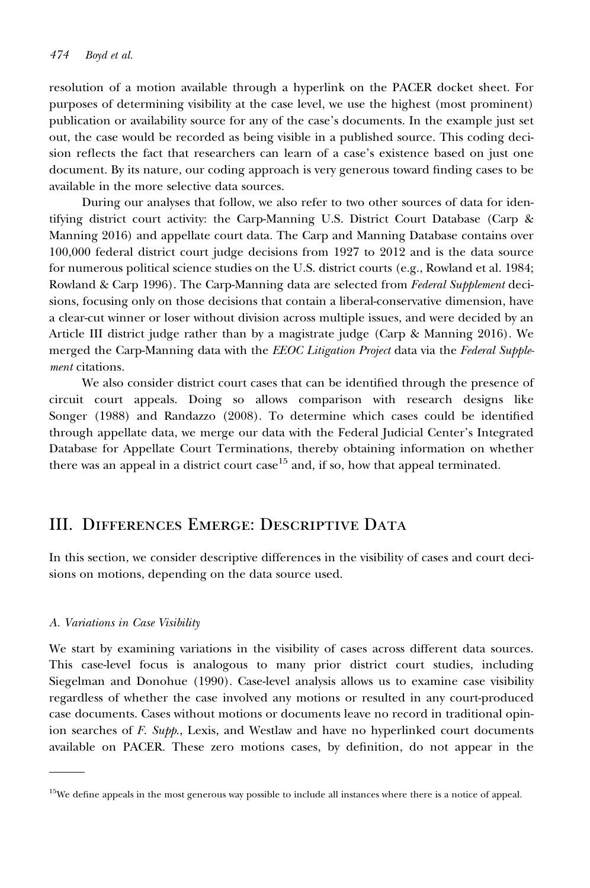resolution of a motion available through a hyperlink on the PACER docket sheet. For purposes of determining visibility at the case level, we use the highest (most prominent) publication or availability source for any of the case's documents. In the example just set out, the case would be recorded as being visible in a published source. This coding decision reflects the fact that researchers can learn of a case's existence based on just one document. By its nature, our coding approach is very generous toward finding cases to be available in the more selective data sources.

During our analyses that follow, we also refer to two other sources of data for identifying district court activity: the Carp-Manning U.S. District Court Database (Carp & Manning 2016) and appellate court data. The Carp and Manning Database contains over 100,000 federal district court judge decisions from 1927 to 2012 and is the data source for numerous political science studies on the U.S. district courts (e.g., Rowland et al. 1984; Rowland & Carp 1996). The Carp-Manning data are selected from *Federal Supplement* decisions, focusing only on those decisions that contain a liberal-conservative dimension, have a clear-cut winner or loser without division across multiple issues, and were decided by an Article III district judge rather than by a magistrate judge (Carp & Manning 2016). We merged the Carp-Manning data with the *EEOC Litigation Project* data via the *Federal Supplement* citations.

We also consider district court cases that can be identified through the presence of circuit court appeals. Doing so allows comparison with research designs like Songer (1988) and Randazzo (2008). To determine which cases could be identified through appellate data, we merge our data with the Federal Judicial Center's Integrated Database for Appellate Court Terminations, thereby obtaining information on whether there was an appeal in a district court case[15] and, if so, how that appeal terminated.

## III. Differences Emerge: Descriptive Data

In this section, we consider descriptive differences in the visibility of cases and court decisions on motions, depending on the data source used.

### *A. Variations in Case Visibility*

We start by examining variations in the visibility of cases across different data sources. This case-level focus is analogous to many prior district court studies, including Siegelman and Donohue (1990). Case-level analysis allows us to examine case visibility regardless of whether the case involved any motions or resulted in any court-produced case documents. Cases without motions or documents leave no record in traditional opinion searches of *F. Supp.*, Lexis, and Westlaw and have no hyperlinked court documents available on PACER. These zero motions cases, by definition, do not appear in the

---

[15] We define appeals in the most generous way possible to include all instances where there is a notice of appeal.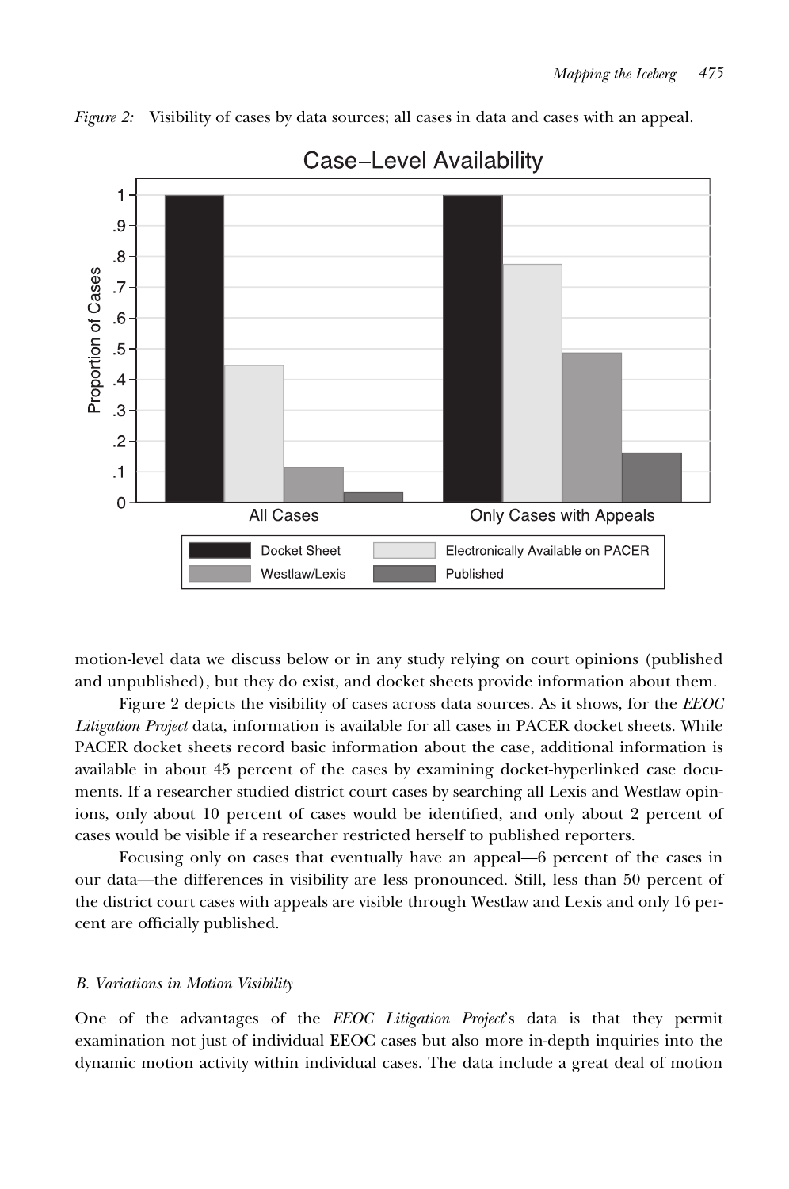*Figure 2:* Visibility of cases by data sources; all cases in data and cases with an appeal.

motion-level data we discuss below or in any study relying on court opinions (published and unpublished), but they do exist, and docket sheets provide information about them.

Figure 2 depicts the visibility of cases across data sources. As it shows, for the *EEOC Litigation Project* data, information is available for all cases in PACER docket sheets. While PACER docket sheets record basic information about the case, additional information is available in about 45 percent of the cases by examining docket-hyperlinked case documents. If a researcher studied district court cases by searching all Lexis and Westlaw opinions, only about 10 percent of cases would be identified, and only about 2 percent of cases would be visible if a researcher restricted herself to published reporters.

Focusing only on cases that eventually have an appeal—6 percent of the cases in our data—the differences in visibility are less pronounced. Still, less than 50 percent of the district court cases with appeals are visible through Westlaw and Lexis and only 16 percent are officially published.

### *B. Variations in Motion Visibility*

One of the advantages of the *EEOC Litigation Project*'s data is that they permit examination not just of individual EEOC cases but also more in-depth inquiries into the dynamic motion activity within individual cases. The data include a great deal of motion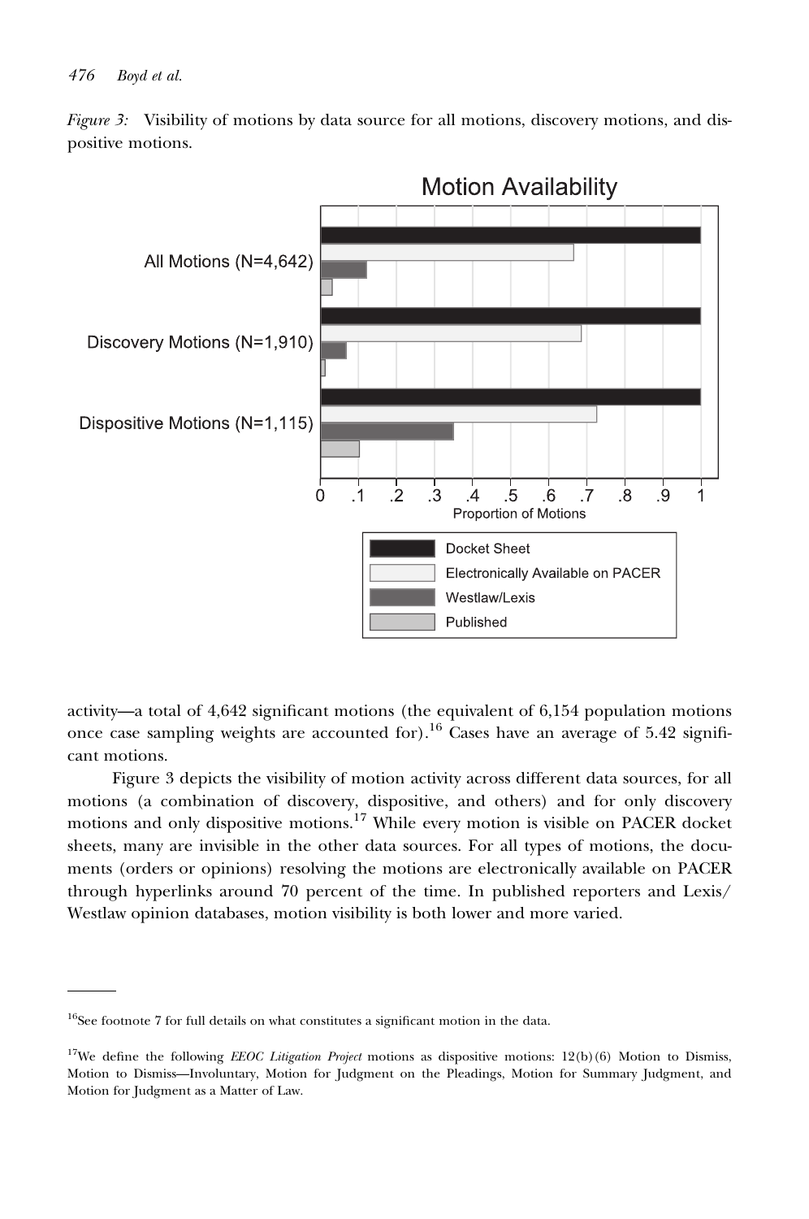*Figure 3:* Visibility of motions by data source for all motions, discovery motions, and dispositive motions.

activity—a total of 4,642 significant motions (the equivalent of 6,154 population motions once case sampling weights are accounted for).[16] Cases have an average of 5.42 significant motions.

Figure 3 depicts the visibility of motion activity across different data sources, for all motions (a combination of discovery, dispositive, and others) and for only discovery motions and only dispositive motions.[17] While every motion is visible on PACER docket sheets, many are invisible in the other data sources. For all types of motions, the documents (orders or opinions) resolving the motions are electronically available on PACER through hyperlinks around 70 percent of the time. In published reporters and Lexis/Westlaw opinion databases, motion visibility is both lower and more varied.

---

[16]See footnote 7 for full details on what constitutes a significant motion in the data.

[17]We define the following *EEOC Litigation Project* motions as dispositive motions: 12(b)(6) Motion to Dismiss, Motion to Dismiss—Involuntary, Motion for Judgment on the Pleadings, Motion for Summary Judgment, and Motion for Judgment as a Matter of Law.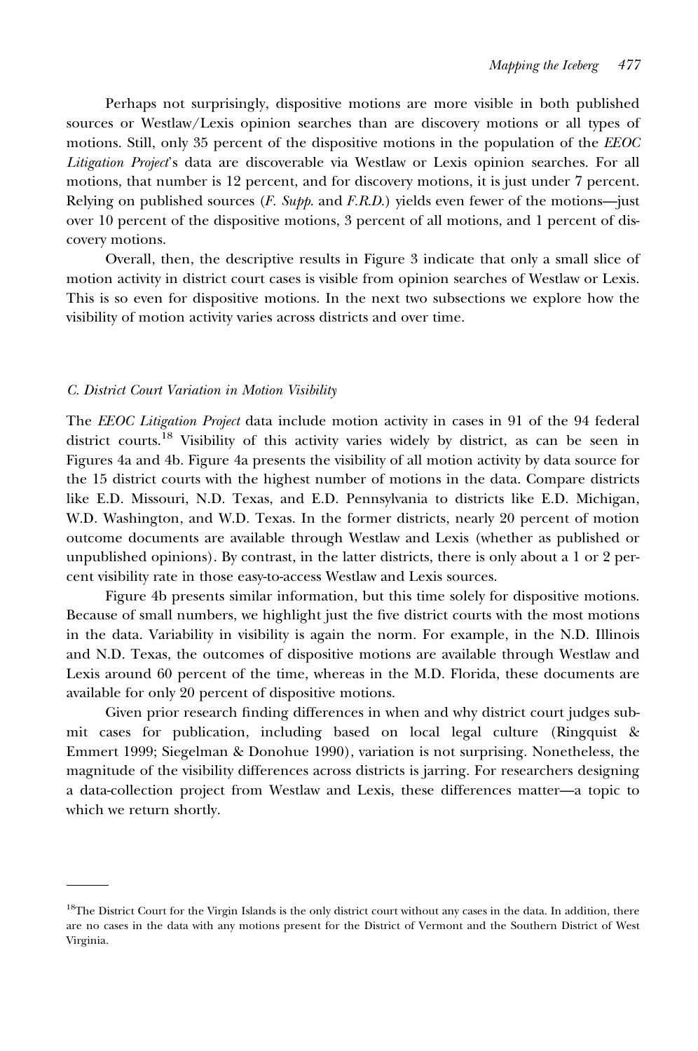Perhaps not surprisingly, dispositive motions are more visible in both published sources or Westlaw/Lexis opinion searches than are discovery motions or all types of motions. Still, only 35 percent of the dispositive motions in the population of the *EEOC Litigation Project*'s data are discoverable via Westlaw or Lexis opinion searches. For all motions, that number is 12 percent, and for discovery motions, it is just under 7 percent. Relying on published sources (*F. Supp.* and *F.R.D.*) yields even fewer of the motions—just over 10 percent of the dispositive motions, 3 percent of all motions, and 1 percent of discovery motions.

Overall, then, the descriptive results in Figure 3 indicate that only a small slice of motion activity in district court cases is visible from opinion searches of Westlaw or Lexis. This is so even for dispositive motions. In the next two subsections we explore how the visibility of motion activity varies across districts and over time.

### *C. District Court Variation in Motion Visibility*

The *EEOC Litigation Project* data include motion activity in cases in 91 of the 94 federal district courts.[18] Visibility of this activity varies widely by district, as can be seen in Figures 4a and 4b. Figure 4a presents the visibility of all motion activity by data source for the 15 district courts with the highest number of motions in the data. Compare districts like E.D. Missouri, N.D. Texas, and E.D. Pennsylvania to districts like E.D. Michigan, W.D. Washington, and W.D. Texas. In the former districts, nearly 20 percent of motion outcome documents are available through Westlaw and Lexis (whether as published or unpublished opinions). By contrast, in the latter districts, there is only about a 1 or 2 percent visibility rate in those easy-to-access Westlaw and Lexis sources.

Figure 4b presents similar information, but this time solely for dispositive motions. Because of small numbers, we highlight just the five district courts with the most motions in the data. Variability in visibility is again the norm. For example, in the N.D. Illinois and N.D. Texas, the outcomes of dispositive motions are available through Westlaw and Lexis around 60 percent of the time, whereas in the M.D. Florida, these documents are available for only 20 percent of dispositive motions.

Given prior research finding differences in when and why district court judges submit cases for publication, including based on local legal culture (Ringquist & Emmert 1999; Siegelman & Donohue 1990), variation is not surprising. Nonetheless, the magnitude of the visibility differences across districts is jarring. For researchers designing a data-collection project from Westlaw and Lexis, these differences matter—a topic to which we return shortly.

---

[18]The District Court for the Virgin Islands is the only district court without any cases in the data. In addition, there are no cases in the data with any motions present for the District of Vermont and the Southern District of West Virginia.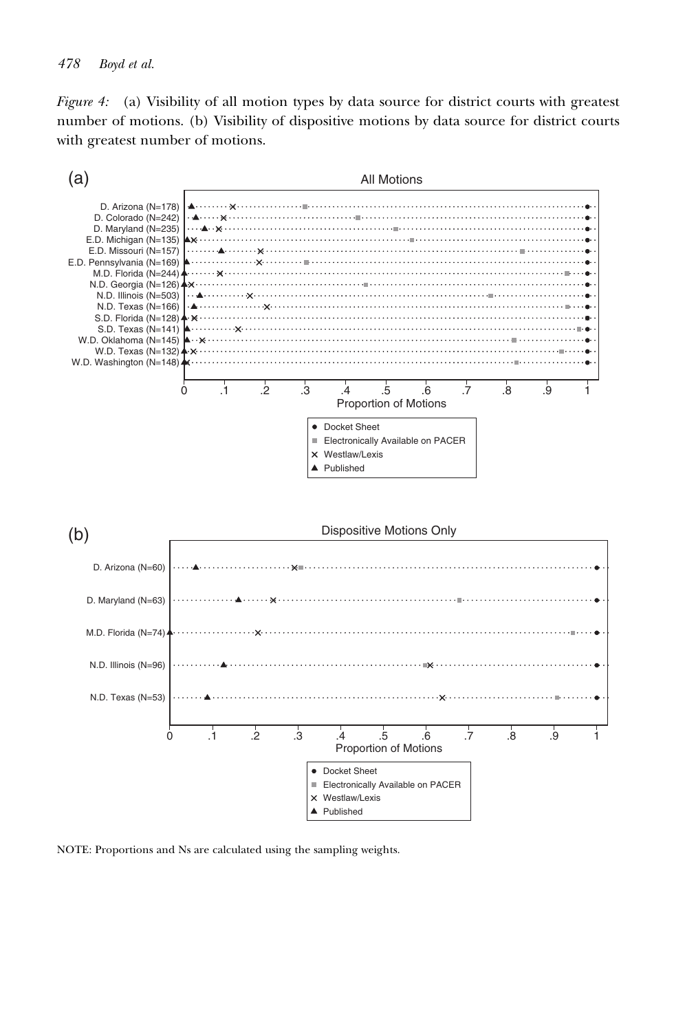*Figure 4:* (a) Visibility of all motion types by data source for district courts with greatest number of motions. (b) Visibility of dispositive motions by data source for district courts with greatest number of motions.

NOTE: Proportions and Ns are calculated using the sampling weights.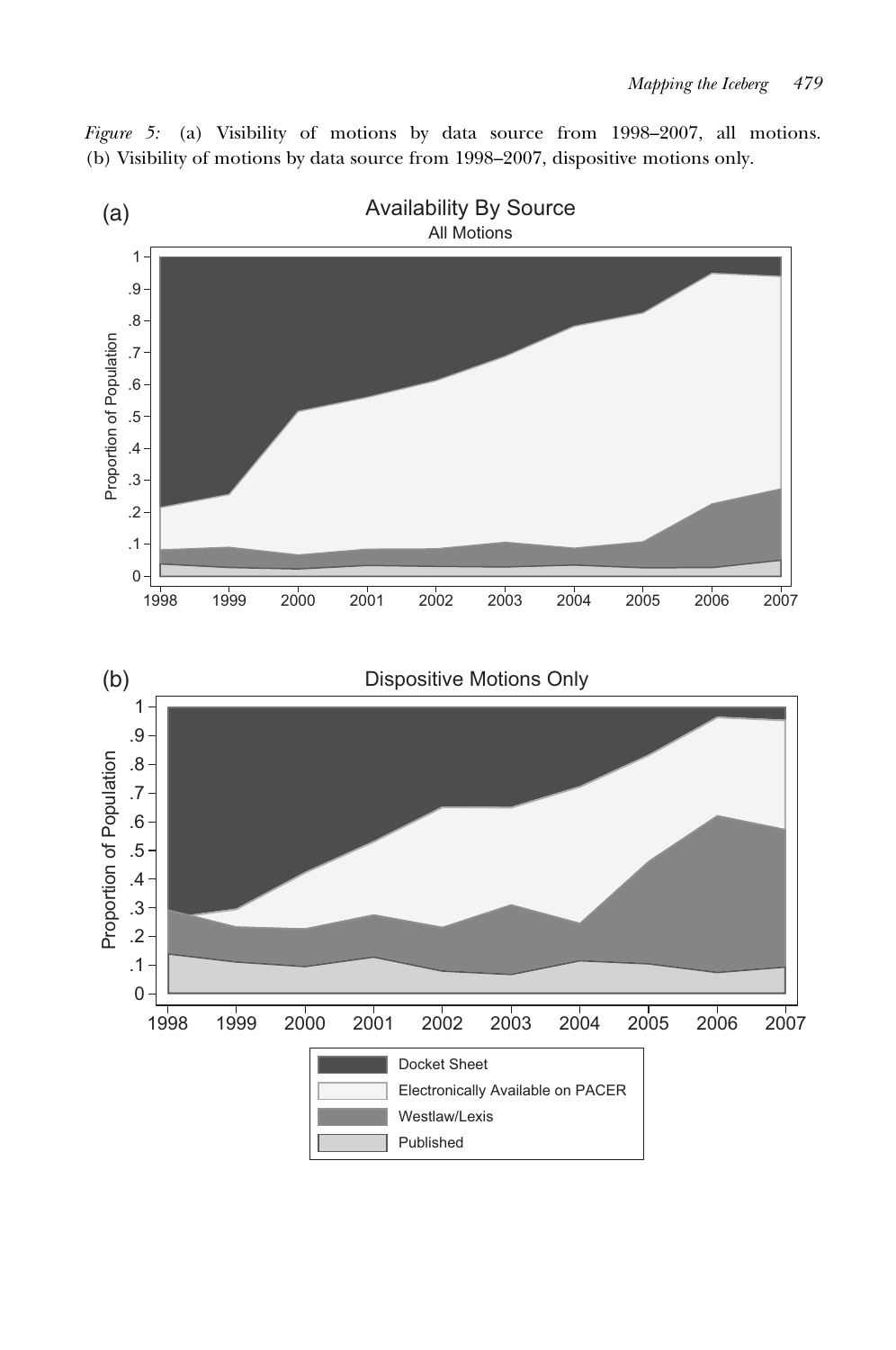*Figure 5:* (a) Visibility of motions by data source from 1998–2007, all motions. (b) Visibility of motions by data source from 1998–2007, dispositive motions only.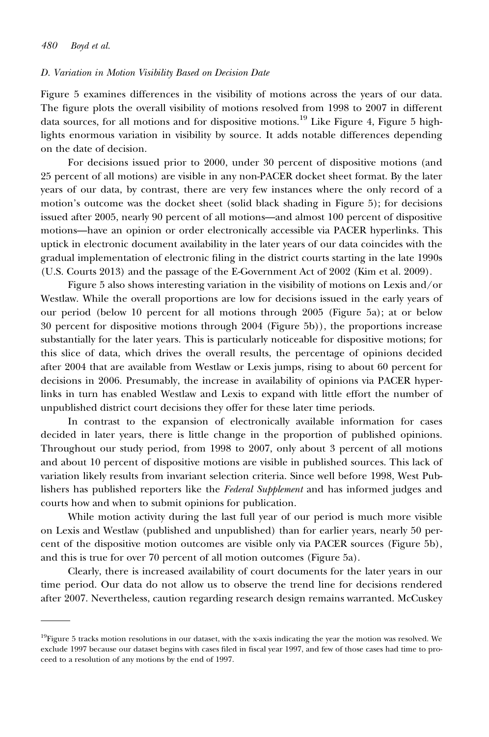### *D. Variation in Motion Visibility Based on Decision Date*

Figure 5 examines differences in the visibility of motions across the years of our data. The figure plots the overall visibility of motions resolved from 1998 to 2007 in different data sources, for all motions and for dispositive motions.[19] Like Figure 4, Figure 5 highlights enormous variation in visibility by source. It adds notable differences depending on the date of decision.

For decisions issued prior to 2000, under 30 percent of dispositive motions (and 25 percent of all motions) are visible in any non-PACER docket sheet format. By the later years of our data, by contrast, there are very few instances where the only record of a motion's outcome was the docket sheet (solid black shading in Figure 5); for decisions issued after 2005, nearly 90 percent of all motions—and almost 100 percent of dispositive motions—have an opinion or order electronically accessible via PACER hyperlinks. This uptick in electronic document availability in the later years of our data coincides with the gradual implementation of electronic filing in the district courts starting in the late 1990s (U.S. Courts 2013) and the passage of the E-Government Act of 2002 (Kim et al. 2009).

Figure 5 also shows interesting variation in the visibility of motions on Lexis and/or Westlaw. While the overall proportions are low for decisions issued in the early years of our period (below 10 percent for all motions through 2005 (Figure 5a); at or below 30 percent for dispositive motions through 2004 (Figure 5b)), the proportions increase substantially for the later years. This is particularly noticeable for dispositive motions; for this slice of data, which drives the overall results, the percentage of opinions decided after 2004 that are available from Westlaw or Lexis jumps, rising to about 60 percent for decisions in 2006. Presumably, the increase in availability of opinions via PACER hyperlinks in turn has enabled Westlaw and Lexis to expand with little effort the number of unpublished district court decisions they offer for these later time periods.

In contrast to the expansion of electronically available information for cases decided in later years, there is little change in the proportion of published opinions. Throughout our study period, from 1998 to 2007, only about 3 percent of all motions and about 10 percent of dispositive motions are visible in published sources. This lack of variation likely results from invariant selection criteria. Since well before 1998, West Publishers has published reporters like the *Federal Supplement* and has informed judges and courts how and when to submit opinions for publication.

While motion activity during the last full year of our period is much more visible on Lexis and Westlaw (published and unpublished) than for earlier years, nearly 50 percent of the dispositive motion outcomes are visible only via PACER sources (Figure 5b), and this is true for over 70 percent of all motion outcomes (Figure 5a).

Clearly, there is increased availability of court documents for the later years in our time period. Our data do not allow us to observe the trend line for decisions rendered after 2007. Nevertheless, caution regarding research design remains warranted. McCuskey

[19]Figure 5 tracks motion resolutions in our dataset, with the x-axis indicating the year the motion was resolved. We exclude 1997 because our dataset begins with cases filed in fiscal year 1997, and few of those cases had time to proceed to a resolution of any motions by the end of 1997.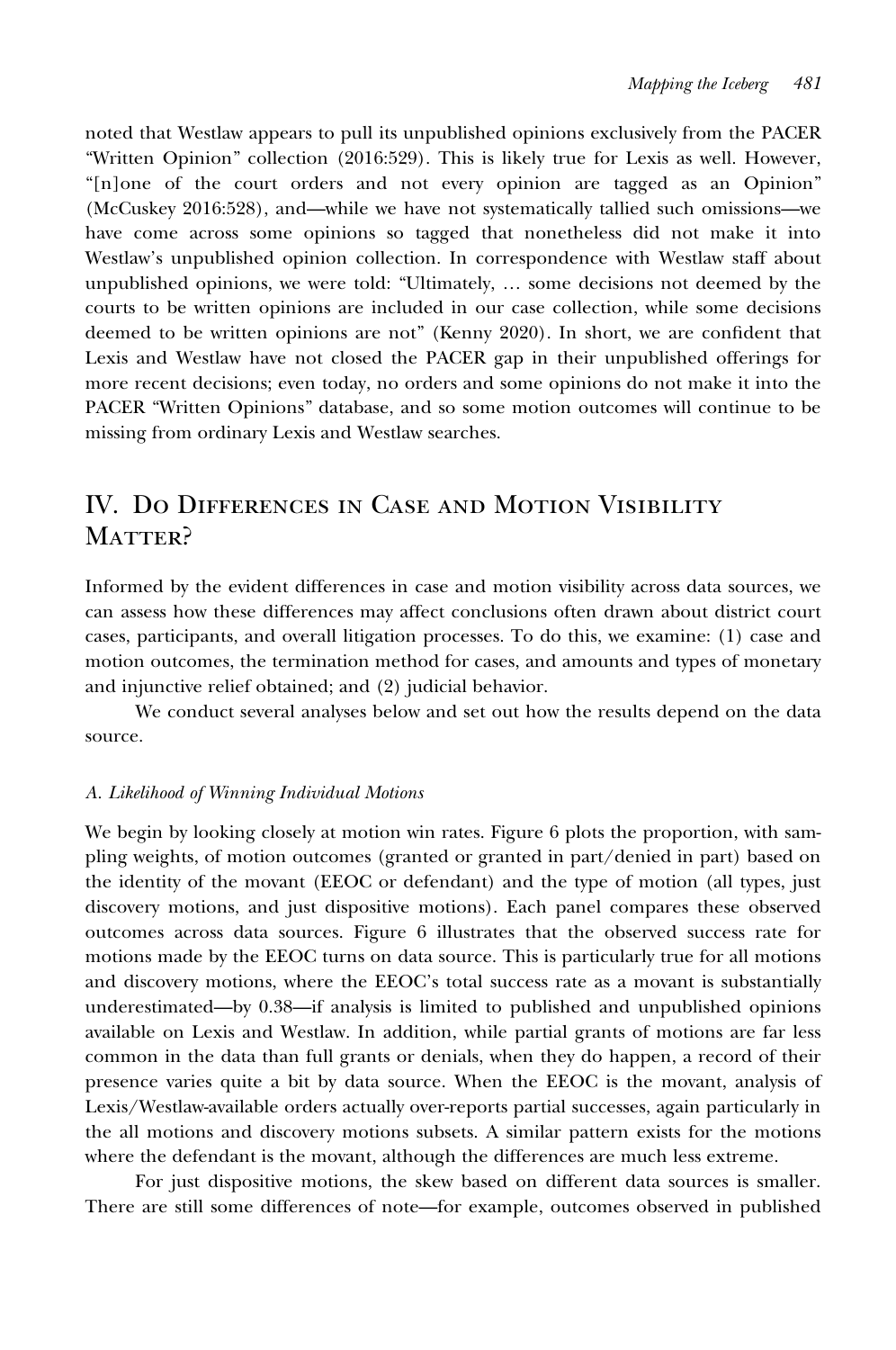noted that Westlaw appears to pull its unpublished opinions exclusively from the PACER "Written Opinion" collection (2016:529). This is likely true for Lexis as well. However, "[n]one of the court orders and not every opinion are tagged as an Opinion" (McCuskey 2016:528), and—while we have not systematically tallied such omissions—we have come across some opinions so tagged that nonetheless did not make it into Westlaw's unpublished opinion collection. In correspondence with Westlaw staff about unpublished opinions, we were told: "Ultimately, … some decisions not deemed by the courts to be written opinions are included in our case collection, while some decisions deemed to be written opinions are not" (Kenny 2020). In short, we are confident that Lexis and Westlaw have not closed the PACER gap in their unpublished offerings for more recent decisions; even today, no orders and some opinions do not make it into the PACER "Written Opinions" database, and so some motion outcomes will continue to be missing from ordinary Lexis and Westlaw searches.

## IV. Do Differences in Case and Motion Visibility Matter?

Informed by the evident differences in case and motion visibility across data sources, we can assess how these differences may affect conclusions often drawn about district court cases, participants, and overall litigation processes. To do this, we examine: (1) case and motion outcomes, the termination method for cases, and amounts and types of monetary and injunctive relief obtained; and (2) judicial behavior.

We conduct several analyses below and set out how the results depend on the data source.

### *A. Likelihood of Winning Individual Motions*

We begin by looking closely at motion win rates. Figure 6 plots the proportion, with sampling weights, of motion outcomes (granted or granted in part/denied in part) based on the identity of the movant (EEOC or defendant) and the type of motion (all types, just discovery motions, and just dispositive motions). Each panel compares these observed outcomes across data sources. Figure 6 illustrates that the observed success rate for motions made by the EEOC turns on data source. This is particularly true for all motions and discovery motions, where the EEOC's total success rate as a movant is substantially underestimated—by 0.38—if analysis is limited to published and unpublished opinions available on Lexis and Westlaw. In addition, while partial grants of motions are far less common in the data than full grants or denials, when they do happen, a record of their presence varies quite a bit by data source. When the EEOC is the movant, analysis of Lexis/Westlaw-available orders actually over-reports partial successes, again particularly in the all motions and discovery motions subsets. A similar pattern exists for the motions where the defendant is the movant, although the differences are much less extreme.

For just dispositive motions, the skew based on different data sources is smaller. There are still some differences of note—for example, outcomes observed in published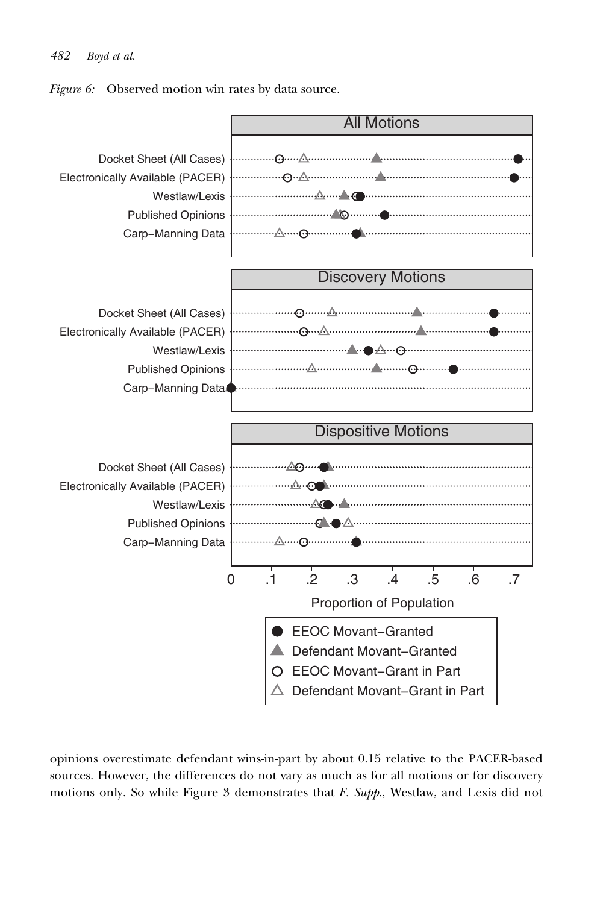*Figure 6:* Observed motion win rates by data source.

opinions overestimate defendant wins-in-part by about 0.15 relative to the PACER-based sources. However, the differences do not vary as much as for all motions or for discovery motions only. So while Figure 3 demonstrates that *F. Supp.*, Westlaw, and Lexis did not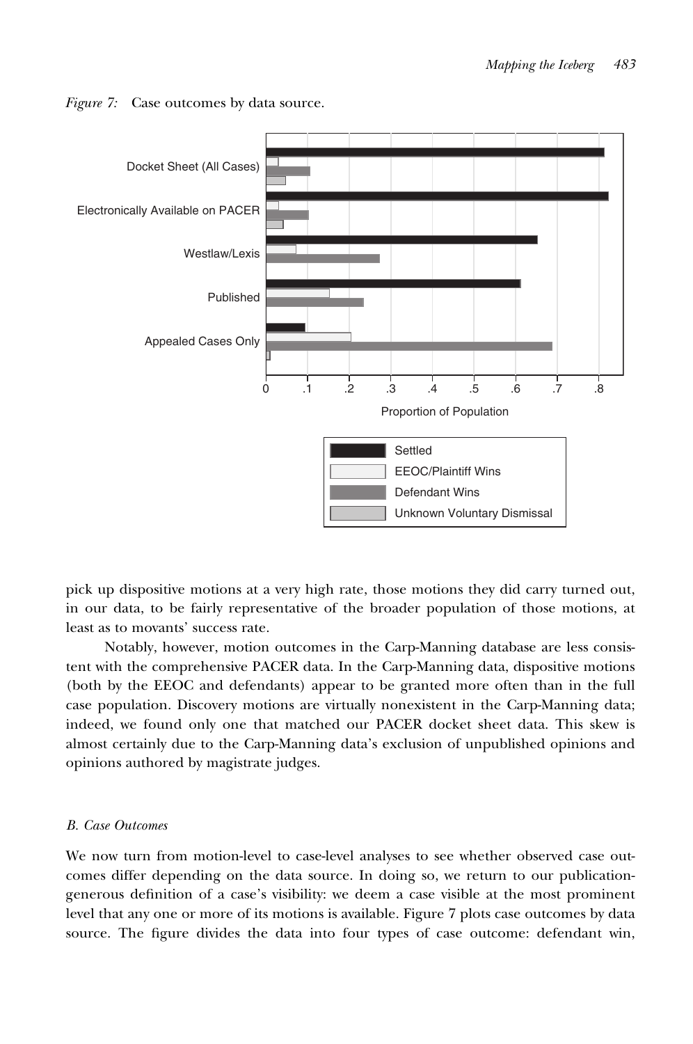*Figure 7:* Case outcomes by data source.

pick up dispositive motions at a very high rate, those motions they did carry turned out, in our data, to be fairly representative of the broader population of those motions, at least as to movants' success rate.

Notably, however, motion outcomes in the Carp-Manning database are less consistent with the comprehensive PACER data. In the Carp-Manning data, dispositive motions (both by the EEOC and defendants) appear to be granted more often than in the full case population. Discovery motions are virtually nonexistent in the Carp-Manning data; indeed, we found only one that matched our PACER docket sheet data. This skew is almost certainly due to the Carp-Manning data's exclusion of unpublished opinions and opinions authored by magistrate judges.

### *B. Case Outcomes*

We now turn from motion-level to case-level analyses to see whether observed case outcomes differ depending on the data source. In doing so, we return to our publication-generous definition of a case's visibility: we deem a case visible at the most prominent level that any one or more of its motions is available. Figure 7 plots case outcomes by data source. The figure divides the data into four types of case outcome: defendant win,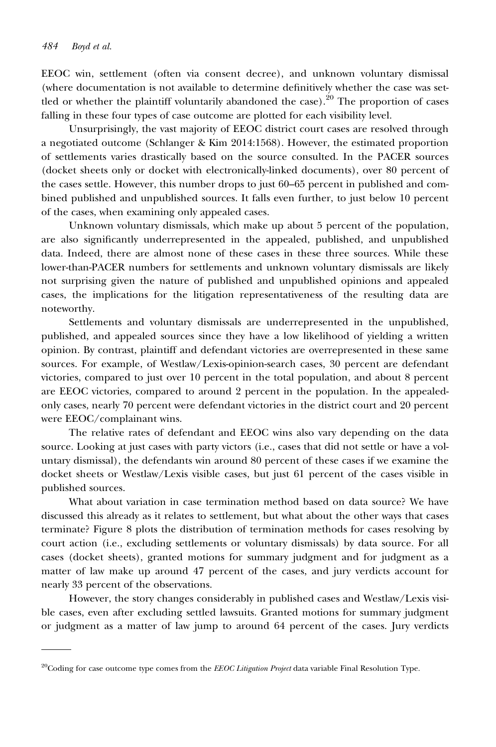EEOC win, settlement (often via consent decree), and unknown voluntary dismissal (where documentation is not available to determine definitively whether the case was settled or whether the plaintiff voluntarily abandoned the case).[20] The proportion of cases falling in these four types of case outcome are plotted for each visibility level.

Unsurprisingly, the vast majority of EEOC district court cases are resolved through a negotiated outcome (Schlanger & Kim 2014:1568). However, the estimated proportion of settlements varies drastically based on the source consulted. In the PACER sources (docket sheets only or docket with electronically-linked documents), over 80 percent of the cases settle. However, this number drops to just 60–65 percent in published and combined published and unpublished sources. It falls even further, to just below 10 percent of the cases, when examining only appealed cases.

Unknown voluntary dismissals, which make up about 5 percent of the population, are also significantly underrepresented in the appealed, published, and unpublished data. Indeed, there are almost none of these cases in these three sources. While these lower-than-PACER numbers for settlements and unknown voluntary dismissals are likely not surprising given the nature of published and unpublished opinions and appealed cases, the implications for the litigation representativeness of the resulting data are noteworthy.

Settlements and voluntary dismissals are underrepresented in the unpublished, published, and appealed sources since they have a low likelihood of yielding a written opinion. By contrast, plaintiff and defendant victories are overrepresented in these same sources. For example, of Westlaw/Lexis-opinion-search cases, 30 percent are defendant victories, compared to just over 10 percent in the total population, and about 8 percent are EEOC victories, compared to around 2 percent in the population. In the appealed-only cases, nearly 70 percent were defendant victories in the district court and 20 percent were EEOC/complainant wins.

The relative rates of defendant and EEOC wins also vary depending on the data source. Looking at just cases with party victors (i.e., cases that did not settle or have a voluntary dismissal), the defendants win around 80 percent of these cases if we examine the docket sheets or Westlaw/Lexis visible cases, but just 61 percent of the cases visible in published sources.

What about variation in case termination method based on data source? We have discussed this already as it relates to settlement, but what about the other ways that cases terminate? Figure 8 plots the distribution of termination methods for cases resolving by court action (i.e., excluding settlements or voluntary dismissals) by data source. For all cases (docket sheets), granted motions for summary judgment and for judgment as a matter of law make up around 47 percent of the cases, and jury verdicts account for nearly 33 percent of the observations.

However, the story changes considerably in published cases and Westlaw/Lexis visible cases, even after excluding settled lawsuits. Granted motions for summary judgment or judgment as a matter of law jump to around 64 percent of the cases. Jury verdicts

[20]Coding for case outcome type comes from the *EEOC Litigation Project* data variable Final Resolution Type.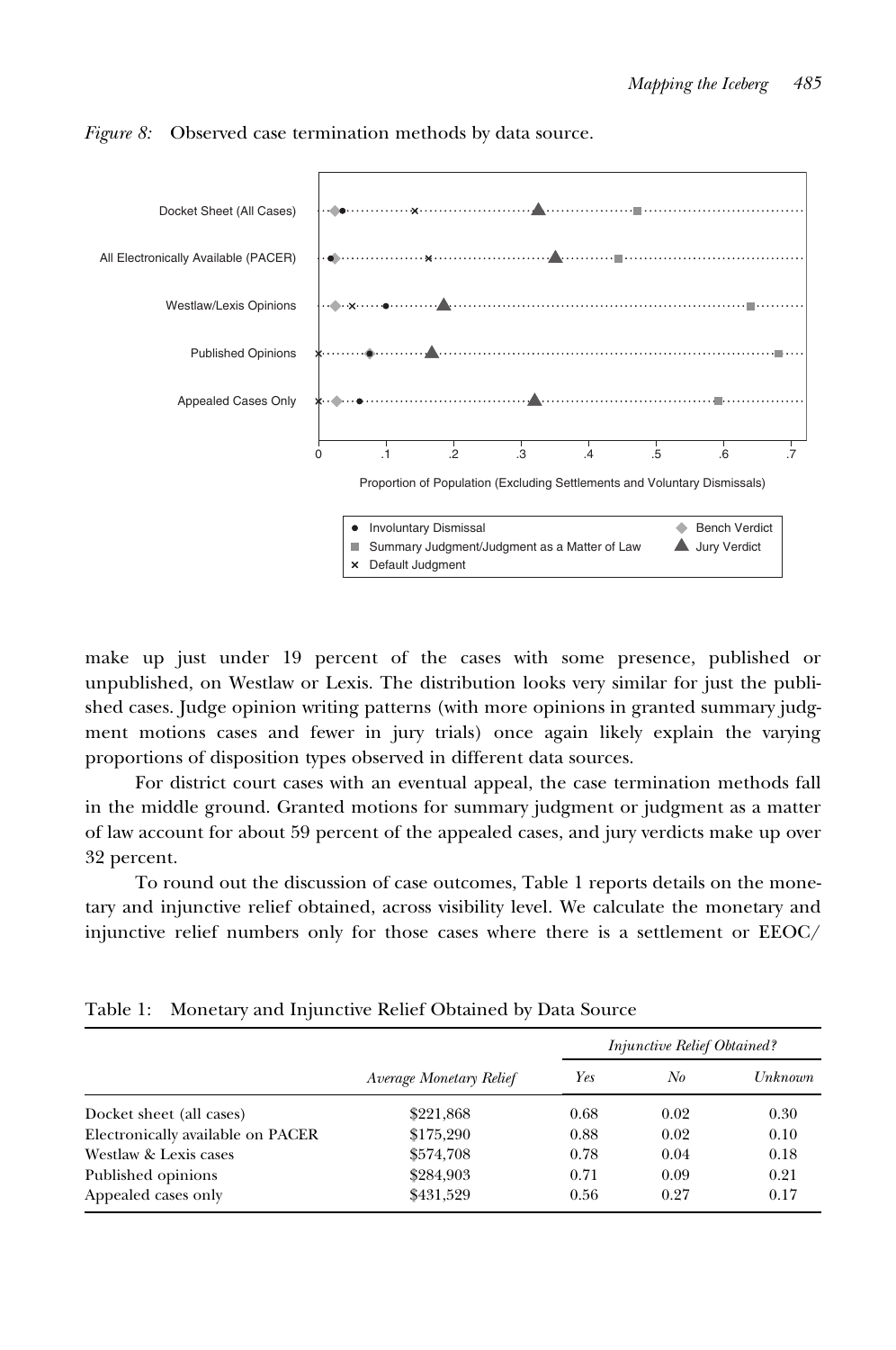*Figure 8:* Observed case termination methods by data source.

make up just under 19 percent of the cases with some presence, published or unpublished, on Westlaw or Lexis. The distribution looks very similar for just the published cases. Judge opinion writing patterns (with more opinions in granted summary judgment motions cases and fewer in jury trials) once again likely explain the varying proportions of disposition types observed in different data sources.

For district court cases with an eventual appeal, the case termination methods fall in the middle ground. Granted motions for summary judgment or judgment as a matter of law account for about 59 percent of the appealed cases, and jury verdicts make up over 32 percent.

To round out the discussion of case outcomes, Table 1 reports details on the monetary and injunctive relief obtained, across visibility level. We calculate the monetary and injunctive relief numbers only for those cases where there is a settlement or EEOC/

Table 1: Monetary and Injunctive Relief Obtained by Data Source

| | | *Injunctive Relief Obtained?* | | |
|---|---|---|---|---|
| | *Average Monetary Relief* | *Yes* | *No* | *Unknown* |
| Docket sheet (all cases) | \$221,868 | 0.68 | 0.02 | 0.30 |
| Electronically available on PACER | \$175,290 | 0.88 | 0.02 | 0.10 |
| Westlaw & Lexis cases | \$574,708 | 0.78 | 0.04 | 0.18 |
| Published opinions | \$284,903 | 0.71 | 0.09 | 0.21 |
| Appealed cases only | \$431,529 | 0.56 | 0.27 | 0.17 |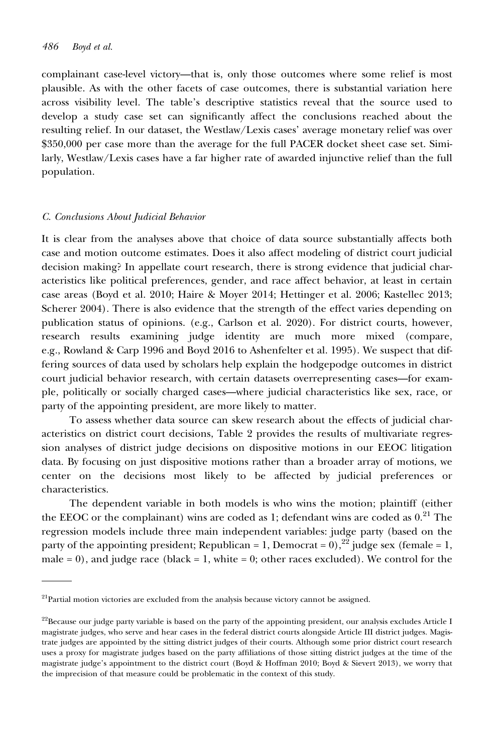complainant case-level victory—that is, only those outcomes where some relief is most plausible. As with the other facets of case outcomes, there is substantial variation here across visibility level. The table's descriptive statistics reveal that the source used to develop a study case set can significantly affect the conclusions reached about the resulting relief. In our dataset, the Westlaw/Lexis cases' average monetary relief was over \$350,000 per case more than the average for the full PACER docket sheet case set. Similarly, Westlaw/Lexis cases have a far higher rate of awarded injunctive relief than the full population.

### *C. Conclusions About Judicial Behavior*

It is clear from the analyses above that choice of data source substantially affects both case and motion outcome estimates. Does it also affect modeling of district court judicial decision making? In appellate court research, there is strong evidence that judicial characteristics like political preferences, gender, and race affect behavior, at least in certain case areas (Boyd et al. 2010; Haire & Moyer 2014; Hettinger et al. 2006; Kastellec 2013; Scherer 2004). There is also evidence that the strength of the effect varies depending on publication status of opinions. (e.g., Carlson et al. 2020). For district courts, however, research results examining judge identity are much more mixed (compare, e.g., Rowland & Carp 1996 and Boyd 2016 to Ashenfelter et al. 1995). We suspect that differing sources of data used by scholars help explain the hodgepodge outcomes in district court judicial behavior research, with certain datasets overrepresenting cases—for example, politically or socially charged cases—where judicial characteristics like sex, race, or party of the appointing president, are more likely to matter.

To assess whether data source can skew research about the effects of judicial characteristics on district court decisions, Table 2 provides the results of multivariate regression analyses of district judge decisions on dispositive motions in our EEOC litigation data. By focusing on just dispositive motions rather than a broader array of motions, we center on the decisions most likely to be affected by judicial preferences or characteristics.

The dependent variable in both models is who wins the motion; plaintiff (either the EEOC or the complainant) wins are coded as 1; defendant wins are coded as 0.[21] The regression models include three main independent variables: judge party (based on the party of the appointing president; Republican = 1, Democrat = 0),[22] judge sex (female = 1, male = 0), and judge race (black = 1, white = 0; other races excluded). We control for the

---

[21]Partial motion victories are excluded from the analysis because victory cannot be assigned.

[22]Because our judge party variable is based on the party of the appointing president, our analysis excludes Article I magistrate judges, who serve and hear cases in the federal district courts alongside Article III district judges. Magistrate judges are appointed by the sitting district judges of their courts. Although some prior district court research uses a proxy for magistrate judges based on the party affiliations of those sitting district judges at the time of the magistrate judge's appointment to the district court (Boyd & Hoffman 2010; Boyd & Sievert 2013), we worry that the imprecision of that measure could be problematic in the context of this study.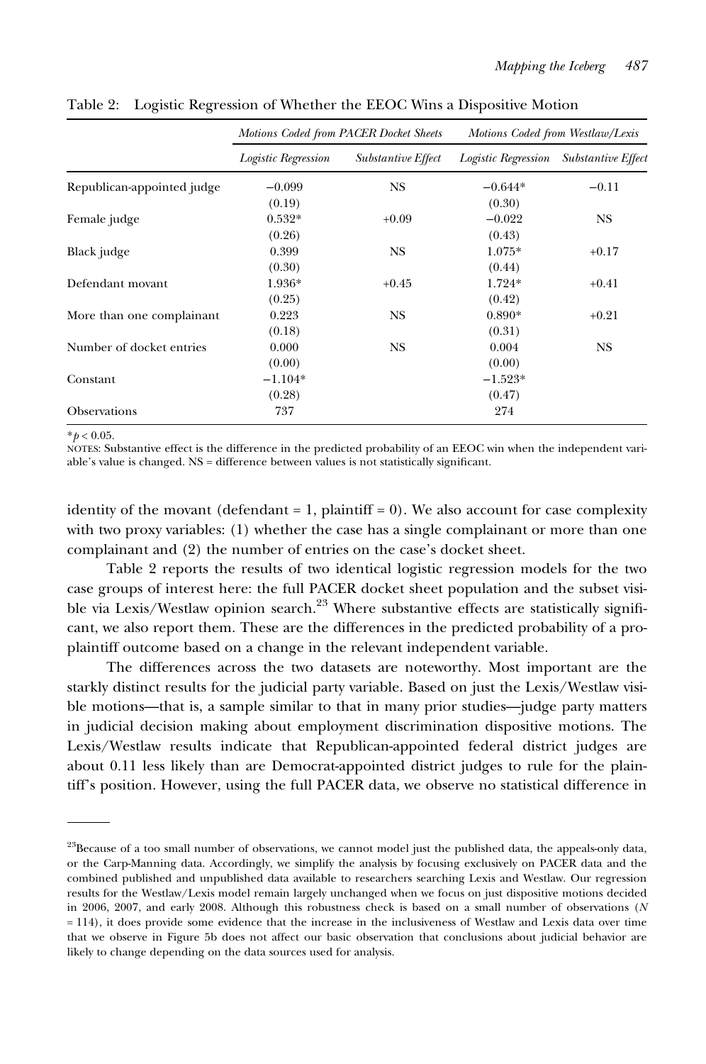Table 2: Logistic Regression of Whether the EEOC Wins a Dispositive Motion

| | *Motions Coded from PACER Docket Sheets* | | *Motions Coded from Westlaw/Lexis* | |
|---|---|---|---|---|
| | *Logistic Regression* | *Substantive Effect* | *Logistic Regression* | *Substantive Effect* |
| Republican-appointed judge | −0.099 | NS | −0.644* | −0.11 |
| | (0.19) | | (0.30) | |
| Female judge | 0.532* | +0.09 | −0.022 | NS |
| | (0.26) | | (0.43) | |
| Black judge | 0.399 | NS | 1.075* | +0.17 |
| | (0.30) | | (0.44) | |
| Defendant movant | 1.936* | +0.45 | 1.724* | +0.41 |
| | (0.25) | | (0.42) | |
| More than one complainant | 0.223 | NS | 0.890* | +0.21 |
| | (0.18) | | (0.31) | |
| Number of docket entries | 0.000 | NS | 0.004 | NS |
| | (0.00) | | (0.00) | |
| Constant | −1.104* | | −1.523* | |
| | (0.28) | | (0.47) | |
| Observations | 737 | | 274 | |

*$p < 0.05$.

NOTES: Substantive effect is the difference in the predicted probability of an EEOC win when the independent variable's value is changed. NS = difference between values is not statistically significant.

identity of the movant (defendant = 1, plaintiff = 0). We also account for case complexity with two proxy variables: (1) whether the case has a single complainant or more than one complainant and (2) the number of entries on the case's docket sheet.

Table 2 reports the results of two identical logistic regression models for the two case groups of interest here: the full PACER docket sheet population and the subset visible via Lexis/Westlaw opinion search.[23] Where substantive effects are statistically significant, we also report them. These are the differences in the predicted probability of a pro-plaintiff outcome based on a change in the relevant independent variable.

The differences across the two datasets are noteworthy. Most important are the starkly distinct results for the judicial party variable. Based on just the Lexis/Westlaw visible motions—that is, a sample similar to that in many prior studies—judge party matters in judicial decision making about employment discrimination dispositive motions. The Lexis/Westlaw results indicate that Republican-appointed federal district judges are about 0.11 less likely than are Democrat-appointed district judges to rule for the plaintiff's position. However, using the full PACER data, we observe no statistical difference in

[23]Because of a too small number of observations, we cannot model just the published data, the appeals-only data, or the Carp-Manning data. Accordingly, we simplify the analysis by focusing exclusively on PACER data and the combined published and unpublished data available to researchers searching Lexis and Westlaw. Our regression results for the Westlaw/Lexis model remain largely unchanged when we focus on just dispositive motions decided in 2006, 2007, and early 2008. Although this robustness check is based on a small number of observations ($N$ = 114), it does provide some evidence that the increase in the inclusiveness of Westlaw and Lexis data over time that we observe in Figure 5b does not affect our basic observation that conclusions about judicial behavior are likely to change depending on the data sources used for analysis.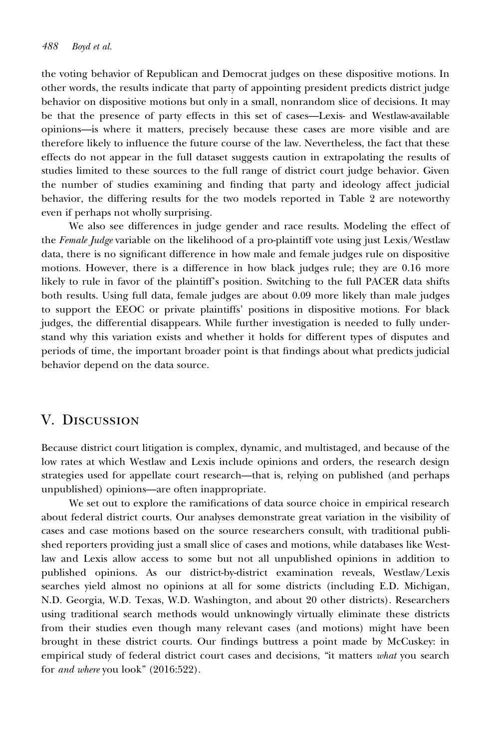the voting behavior of Republican and Democrat judges on these dispositive motions. In other words, the results indicate that party of appointing president predicts district judge behavior on dispositive motions but only in a small, nonrandom slice of decisions. It may be that the presence of party effects in this set of cases—Lexis- and Westlaw-available opinions—is where it matters, precisely because these cases are more visible and are therefore likely to influence the future course of the law. Nevertheless, the fact that these effects do not appear in the full dataset suggests caution in extrapolating the results of studies limited to these sources to the full range of district court judge behavior. Given the number of studies examining and finding that party and ideology affect judicial behavior, the differing results for the two models reported in Table 2 are noteworthy even if perhaps not wholly surprising.

We also see differences in judge gender and race results. Modeling the effect of the *Female Judge* variable on the likelihood of a pro-plaintiff vote using just Lexis/Westlaw data, there is no significant difference in how male and female judges rule on dispositive motions. However, there is a difference in how black judges rule; they are 0.16 more likely to rule in favor of the plaintiff's position. Switching to the full PACER data shifts both results. Using full data, female judges are about 0.09 more likely than male judges to support the EEOC or private plaintiffs' positions in dispositive motions. For black judges, the differential disappears. While further investigation is needed to fully understand why this variation exists and whether it holds for different types of disputes and periods of time, the important broader point is that findings about what predicts judicial behavior depend on the data source.

## V. Discussion

Because district court litigation is complex, dynamic, and multistaged, and because of the low rates at which Westlaw and Lexis include opinions and orders, the research design strategies used for appellate court research—that is, relying on published (and perhaps unpublished) opinions—are often inappropriate.

We set out to explore the ramifications of data source choice in empirical research about federal district courts. Our analyses demonstrate great variation in the visibility of cases and case motions based on the source researchers consult, with traditional published reporters providing just a small slice of cases and motions, while databases like Westlaw and Lexis allow access to some but not all unpublished opinions in addition to published opinions. As our district-by-district examination reveals, Westlaw/Lexis searches yield almost no opinions at all for some districts (including E.D. Michigan, N.D. Georgia, W.D. Texas, W.D. Washington, and about 20 other districts). Researchers using traditional search methods would unknowingly virtually eliminate these districts from their studies even though many relevant cases (and motions) might have been brought in these district courts. Our findings buttress a point made by McCuskey: in empirical study of federal district court cases and decisions, "it matters *what* you search for *and where* you look" (2016:522).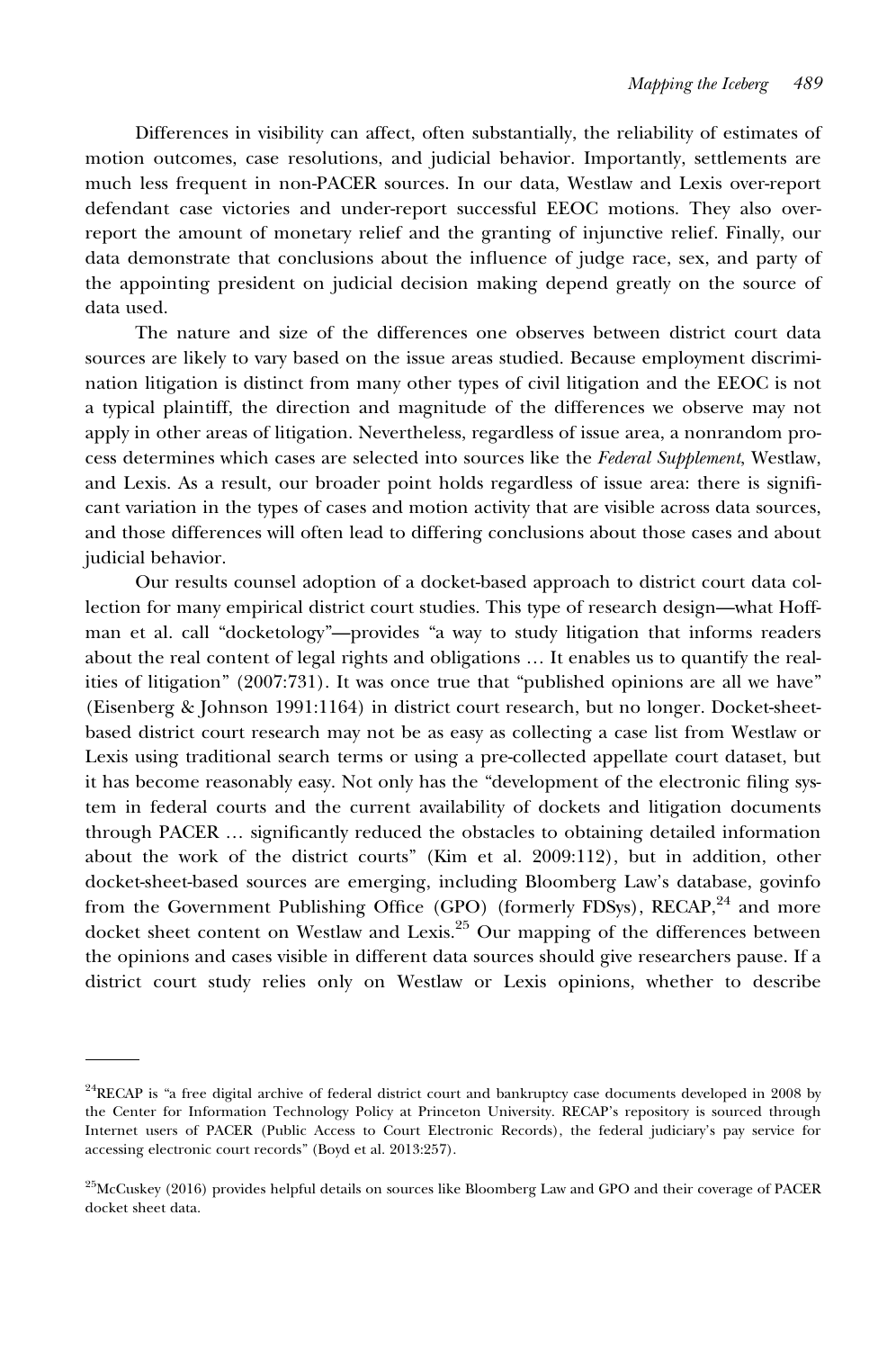Differences in visibility can affect, often substantially, the reliability of estimates of motion outcomes, case resolutions, and judicial behavior. Importantly, settlements are much less frequent in non-PACER sources. In our data, Westlaw and Lexis over-report defendant case victories and under-report successful EEOC motions. They also over-report the amount of monetary relief and the granting of injunctive relief. Finally, our data demonstrate that conclusions about the influence of judge race, sex, and party of the appointing president on judicial decision making depend greatly on the source of data used.

The nature and size of the differences one observes between district court data sources are likely to vary based on the issue areas studied. Because employment discrimination litigation is distinct from many other types of civil litigation and the EEOC is not a typical plaintiff, the direction and magnitude of the differences we observe may not apply in other areas of litigation. Nevertheless, regardless of issue area, a nonrandom process determines which cases are selected into sources like the *Federal Supplement*, Westlaw, and Lexis. As a result, our broader point holds regardless of issue area: there is significant variation in the types of cases and motion activity that are visible across data sources, and those differences will often lead to differing conclusions about those cases and about judicial behavior.

Our results counsel adoption of a docket-based approach to district court data collection for many empirical district court studies. This type of research design—what Hoffman et al. call "docketology"—provides "a way to study litigation that informs readers about the real content of legal rights and obligations … It enables us to quantify the realities of litigation" (2007:731). It was once true that "published opinions are all we have" (Eisenberg & Johnson 1991:1164) in district court research, but no longer. Docket-sheet-based district court research may not be as easy as collecting a case list from Westlaw or Lexis using traditional search terms or using a pre-collected appellate court dataset, but it has become reasonably easy. Not only has the "development of the electronic filing system in federal courts and the current availability of dockets and litigation documents through PACER … significantly reduced the obstacles to obtaining detailed information about the work of the district courts" (Kim et al. 2009:112), but in addition, other docket-sheet-based sources are emerging, including Bloomberg Law's database, govinfo from the Government Publishing Office (GPO) (formerly FDSys), RECAP,[24] and more docket sheet content on Westlaw and Lexis.[25] Our mapping of the differences between the opinions and cases visible in different data sources should give researchers pause. If a district court study relies only on Westlaw or Lexis opinions, whether to describe

---

[24]RECAP is "a free digital archive of federal district court and bankruptcy case documents developed in 2008 by the Center for Information Technology Policy at Princeton University. RECAP's repository is sourced through Internet users of PACER (Public Access to Court Electronic Records), the federal judiciary's pay service for accessing electronic court records" (Boyd et al. 2013:257).

[25]McCuskey (2016) provides helpful details on sources like Bloomberg Law and GPO and their coverage of PACER docket sheet data.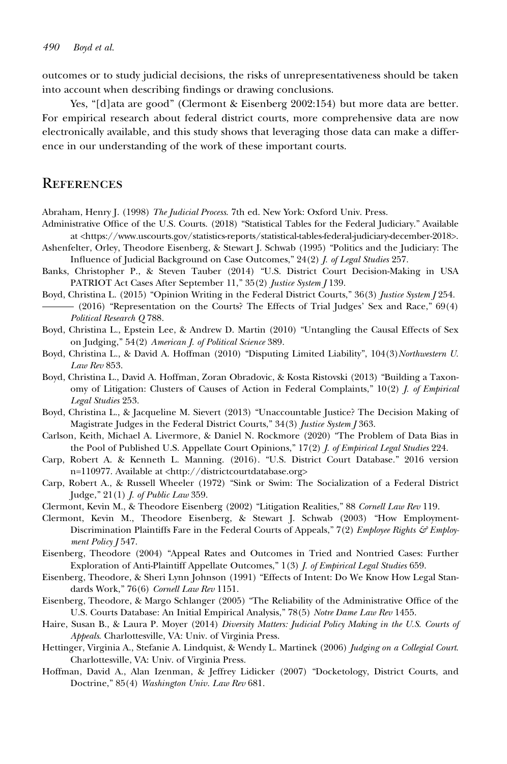outcomes or to study judicial decisions, the risks of unrepresentativeness should be taken into account when describing findings or drawing conclusions.

Yes, "[d]ata are good" (Clermont & Eisenberg 2002:154) but more data are better. For empirical research about federal district courts, more comprehensive data are now electronically available, and this study shows that leveraging those data can make a difference in our understanding of the work of these important courts.

## References

Abraham, Henry J. (1998) *The Judicial Process*. 7th ed. New York: Oxford Univ. Press.

Administrative Office of the U.S. Courts. (2018) "Statistical Tables for the Federal Judiciary." Available at <https://www.uscourts.gov/statistics-reports/statistical-tables-federal-judiciary-december-2018>.

Ashenfelter, Orley, Theodore Eisenberg, & Stewart J. Schwab (1995) "Politics and the Judiciary: The Influence of Judicial Background on Case Outcomes," 24(2) *J. of Legal Studies* 257.

Banks, Christopher P., & Steven Tauber (2014) "U.S. District Court Decision-Making in USA PATRIOT Act Cases After September 11," 35(2) *Justice System J* 139.

Boyd, Christina L. (2015) "Opinion Writing in the Federal District Courts," 36(3) *Justice System J* 254.

——— (2016) "Representation on the Courts? The Effects of Trial Judges' Sex and Race," 69(4) *Political Research Q* 788.

Boyd, Christina L., Epstein Lee, & Andrew D. Martin (2010) "Untangling the Causal Effects of Sex on Judging," 54(2) *American J. of Political Science* 389.

Boyd, Christina L., & David A. Hoffman (2010) "Disputing Limited Liability", 104(3)*Northwestern U. Law Rev* 853.

Boyd, Christina L., David A. Hoffman, Zoran Obradovic, & Kosta Ristovski (2013) "Building a Taxonomy of Litigation: Clusters of Causes of Action in Federal Complaints," 10(2) *J. of Empirical Legal Studies* 253.

Boyd, Christina L., & Jacqueline M. Sievert (2013) "Unaccountable Justice? The Decision Making of Magistrate Judges in the Federal District Courts," 34(3) *Justice System J* 363.

Carlson, Keith, Michael A. Livermore, & Daniel N. Rockmore (2020) "The Problem of Data Bias in the Pool of Published U.S. Appellate Court Opinions," 17(2) *J. of Empirical Legal Studies* 224.

Carp, Robert A. & Kenneth L. Manning. (2016). "U.S. District Court Database." 2016 version n=110977. Available at <http://districtcourtdatabase.org>

Carp, Robert A., & Russell Wheeler (1972) "Sink or Swim: The Socialization of a Federal District Judge," 21(1) *J. of Public Law* 359.

Clermont, Kevin M., & Theodore Eisenberg (2002) "Litigation Realities," 88 *Cornell Law Rev* 119.

Clermont, Kevin M., Theodore Eisenberg, & Stewart J. Schwab (2003) "How Employment-Discrimination Plaintiffs Fare in the Federal Courts of Appeals," 7(2) *Employee Rights & Employment Policy J* 547.

Eisenberg, Theodore (2004) "Appeal Rates and Outcomes in Tried and Nontried Cases: Further Exploration of Anti-Plaintiff Appellate Outcomes," 1(3) *J. of Empirical Legal Studies* 659.

Eisenberg, Theodore, & Sheri Lynn Johnson (1991) "Effects of Intent: Do We Know How Legal Standards Work," 76(6) *Cornell Law Rev* 1151.

Eisenberg, Theodore, & Margo Schlanger (2005) "The Reliability of the Administrative Office of the U.S. Courts Database: An Initial Empirical Analysis," 78(5) *Notre Dame Law Rev* 1455.

Haire, Susan B., & Laura P. Moyer (2014) *Diversity Matters: Judicial Policy Making in the U.S. Courts of Appeals*. Charlottesville, VA: Univ. of Virginia Press.

Hettinger, Virginia A., Stefanie A. Lindquist, & Wendy L. Martinek (2006) *Judging on a Collegial Court*. Charlottesville, VA: Univ. of Virginia Press.

Hoffman, David A., Alan Izenman, & Jeffrey Lidicker (2007) "Docketology, District Courts, and Doctrine," 85(4) *Washington Univ. Law Rev* 681.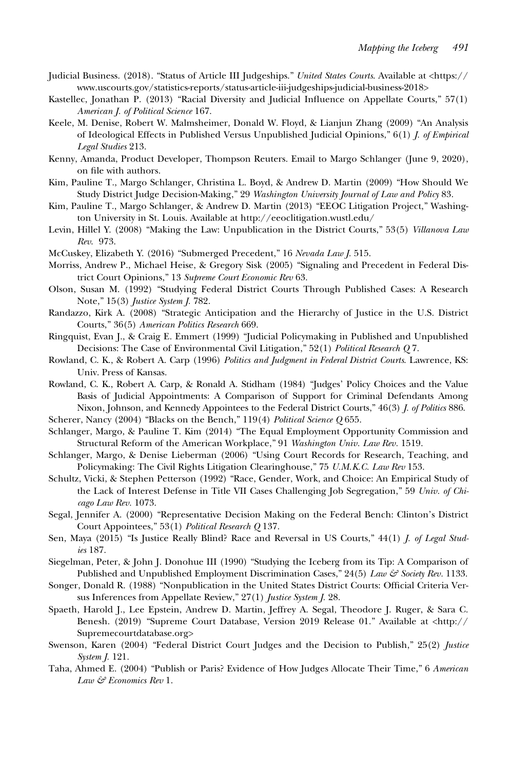Judicial Business. (2018). "Status of Article III Judgeships." *United States Courts*. Available at <https://www.uscourts.gov/statistics-reports/status-article-iii-judgeships-judicial-business-2018>

Kastellec, Jonathan P. (2013) "Racial Diversity and Judicial Influence on Appellate Courts," 57(1) *American J. of Political Science* 167.

Keele, M. Denise, Robert W. Malmsheimer, Donald W. Floyd, & Lianjun Zhang (2009) "An Analysis of Ideological Effects in Published Versus Unpublished Judicial Opinions," 6(1) *J. of Empirical Legal Studies* 213.

Kenny, Amanda, Product Developer, Thompson Reuters. Email to Margo Schlanger (June 9, 2020), on file with authors.

Kim, Pauline T., Margo Schlanger, Christina L. Boyd, & Andrew D. Martin (2009) "How Should We Study District Judge Decision-Making," 29 *Washington University Journal of Law and Policy* 83.

Kim, Pauline T., Margo Schlanger, & Andrew D. Martin (2013) "EEOC Litigation Project," Washington University in St. Louis. Available at http://eeoclitigation.wustl.edu/

Levin, Hillel Y. (2008) "Making the Law: Unpublication in the District Courts," 53(5) *Villanova Law Rev.* 973.

McCuskey, Elizabeth Y. (2016) "Submerged Precedent," 16 *Nevada Law J.* 515.

Morriss, Andrew P., Michael Heise, & Gregory Sisk (2005) "Signaling and Precedent in Federal District Court Opinions," 13 *Supreme Court Economic Rev* 63.

Olson, Susan M. (1992) "Studying Federal District Courts Through Published Cases: A Research Note," 15(3) *Justice System J.* 782.

Randazzo, Kirk A. (2008) "Strategic Anticipation and the Hierarchy of Justice in the U.S. District Courts," 36(5) *American Politics Research* 669.

Ringquist, Evan J., & Craig E. Emmert (1999) "Judicial Policymaking in Published and Unpublished Decisions: The Case of Environmental Civil Litigation," 52(1) *Political Research Q* 7.

Rowland, C. K., & Robert A. Carp (1996) *Politics and Judgment in Federal District Courts*. Lawrence, KS: Univ. Press of Kansas.

Rowland, C. K., Robert A. Carp, & Ronald A. Stidham (1984) "Judges' Policy Choices and the Value Basis of Judicial Appointments: A Comparison of Support for Criminal Defendants Among Nixon, Johnson, and Kennedy Appointees to the Federal District Courts," 46(3) *J. of Politics* 886.

Scherer, Nancy (2004) "Blacks on the Bench," 119(4) *Political Science Q* 655.

Schlanger, Margo, & Pauline T. Kim (2014) "The Equal Employment Opportunity Commission and Structural Reform of the American Workplace," 91 *Washington Univ. Law Rev.* 1519.

Schlanger, Margo, & Denise Lieberman (2006) "Using Court Records for Research, Teaching, and Policymaking: The Civil Rights Litigation Clearinghouse," 75 *U.M.K.C. Law Rev* 153.

Schultz, Vicki, & Stephen Petterson (1992) "Race, Gender, Work, and Choice: An Empirical Study of the Lack of Interest Defense in Title VII Cases Challenging Job Segregation," 59 *Univ. of Chicago Law Rev.* 1073.

Segal, Jennifer A. (2000) "Representative Decision Making on the Federal Bench: Clinton's District Court Appointees," 53(1) *Political Research Q* 137.

Sen, Maya (2015) "Is Justice Really Blind? Race and Reversal in US Courts," 44(1) *J. of Legal Studies* 187.

Siegelman, Peter, & John J. Donohue III (1990) "Studying the Iceberg from its Tip: A Comparison of Published and Unpublished Employment Discrimination Cases," 24(5) *Law & Society Rev.* 1133.

Songer, Donald R. (1988) "Nonpublication in the United States District Courts: Official Criteria Versus Inferences from Appellate Review," 27(1) *Justice System J.* 28.

Spaeth, Harold J., Lee Epstein, Andrew D. Martin, Jeffrey A. Segal, Theodore J. Ruger, & Sara C. Benesh. (2019) "Supreme Court Database, Version 2019 Release 01." Available at <http://Supremecourtdatabase.org>

Swenson, Karen (2004) "Federal District Court Judges and the Decision to Publish," 25(2) *Justice System J.* 121.

Taha, Ahmed E. (2004) "Publish or Paris? Evidence of How Judges Allocate Their Time," 6 *American Law & Economics Rev* 1.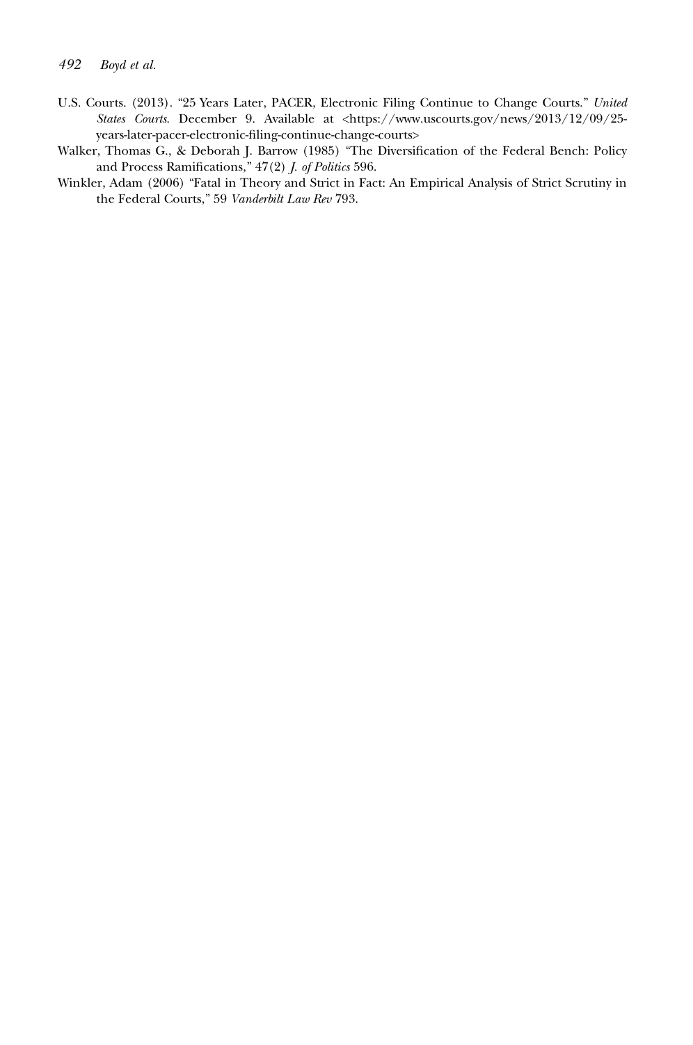U.S. Courts. (2013). "25 Years Later, PACER, Electronic Filing Continue to Change Courts." *United States Courts*. December 9. Available at <https://www.uscourts.gov/news/2013/12/09/25-years-later-pacer-electronic-filing-continue-change-courts>

Walker, Thomas G., & Deborah J. Barrow (1985) "The Diversification of the Federal Bench: Policy and Process Ramifications," 47(2) *J. of Politics* 596.

Winkler, Adam (2006) "Fatal in Theory and Strict in Fact: An Empirical Analysis of Strict Scrutiny in the Federal Courts," 59 *Vanderbilt Law Rev* 793.